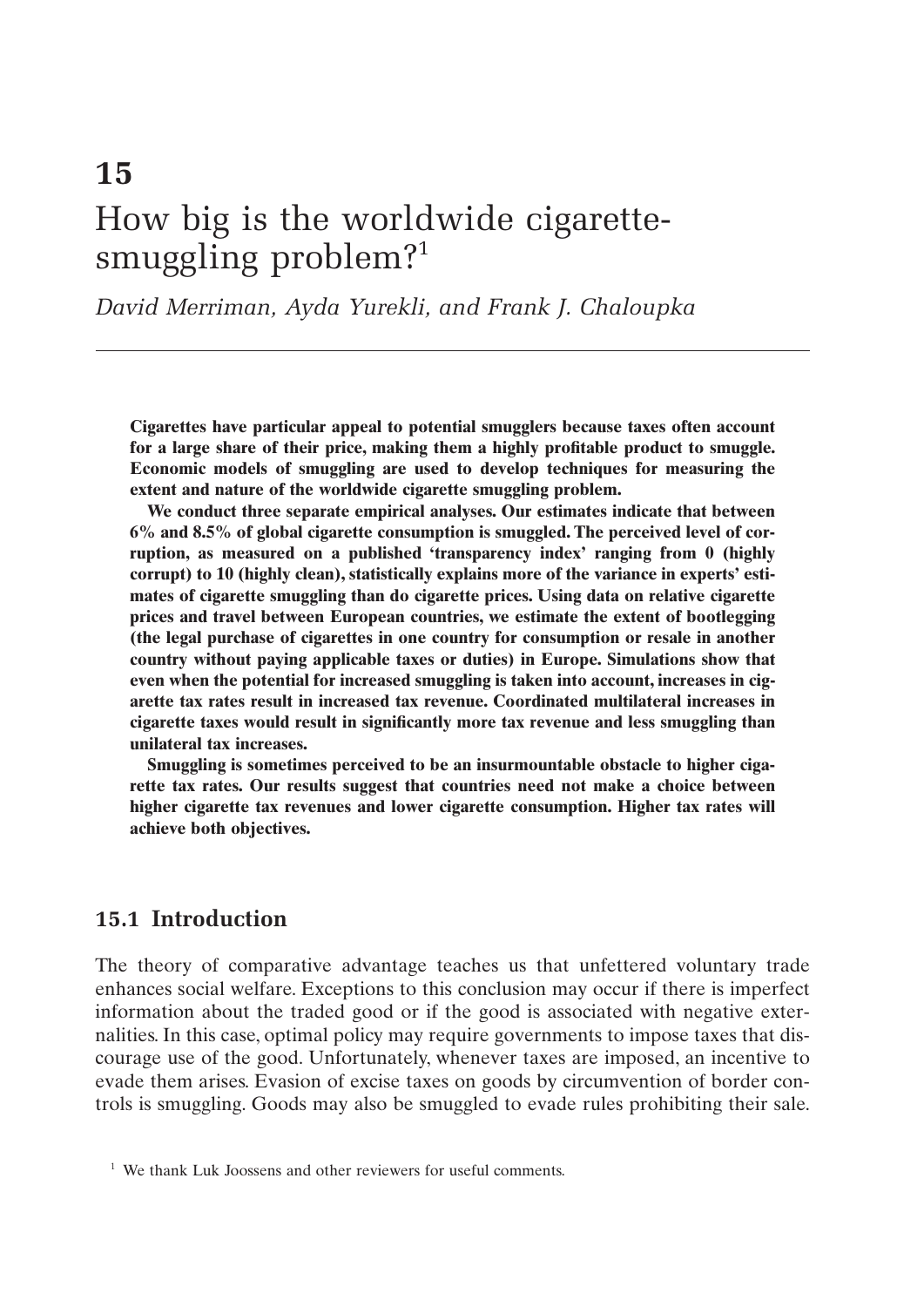# 15

# How big is the worldwide cigarette-smuggling problem?[1]

*David Merriman, Ayda Yurekli, and Frank J. Chaloupka*

---

**Cigarettes have particular appeal to potential smugglers because taxes often account for a large share of their price, making them a highly profitable product to smuggle. Economic models of smuggling are used to develop techniques for measuring the extent and nature of the worldwide cigarette smuggling problem.**

**We conduct three separate empirical analyses. Our estimates indicate that between 6% and 8.5% of global cigarette consumption is smuggled. The perceived level of corruption, as measured on a published 'transparency index' ranging from 0 (highly corrupt) to 10 (highly clean), statistically explains more of the variance in experts' estimates of cigarette smuggling than do cigarette prices. Using data on relative cigarette prices and travel between European countries, we estimate the extent of bootlegging (the legal purchase of cigarettes in one country for consumption or resale in another country without paying applicable taxes or duties) in Europe. Simulations show that even when the potential for increased smuggling is taken into account, increases in cigarette tax rates result in increased tax revenue. Coordinated multilateral increases in cigarette taxes would result in significantly more tax revenue and less smuggling than unilateral tax increases.**

**Smuggling is sometimes perceived to be an insurmountable obstacle to higher cigarette tax rates. Our results suggest that countries need not make a choice between higher cigarette tax revenues and lower cigarette consumption. Higher tax rates will achieve both objectives.**

## 15.1 Introduction

The theory of comparative advantage teaches us that unfettered voluntary trade enhances social welfare. Exceptions to this conclusion may occur if there is imperfect information about the traded good or if the good is associated with negative externalities. In this case, optimal policy may require governments to impose taxes that discourage use of the good. Unfortunately, whenever taxes are imposed, an incentive to evade them arises. Evasion of excise taxes on goods by circumvention of border controls is smuggling. Goods may also be smuggled to evade rules prohibiting their sale.

[1] We thank Luk Joossens and other reviewers for useful comments.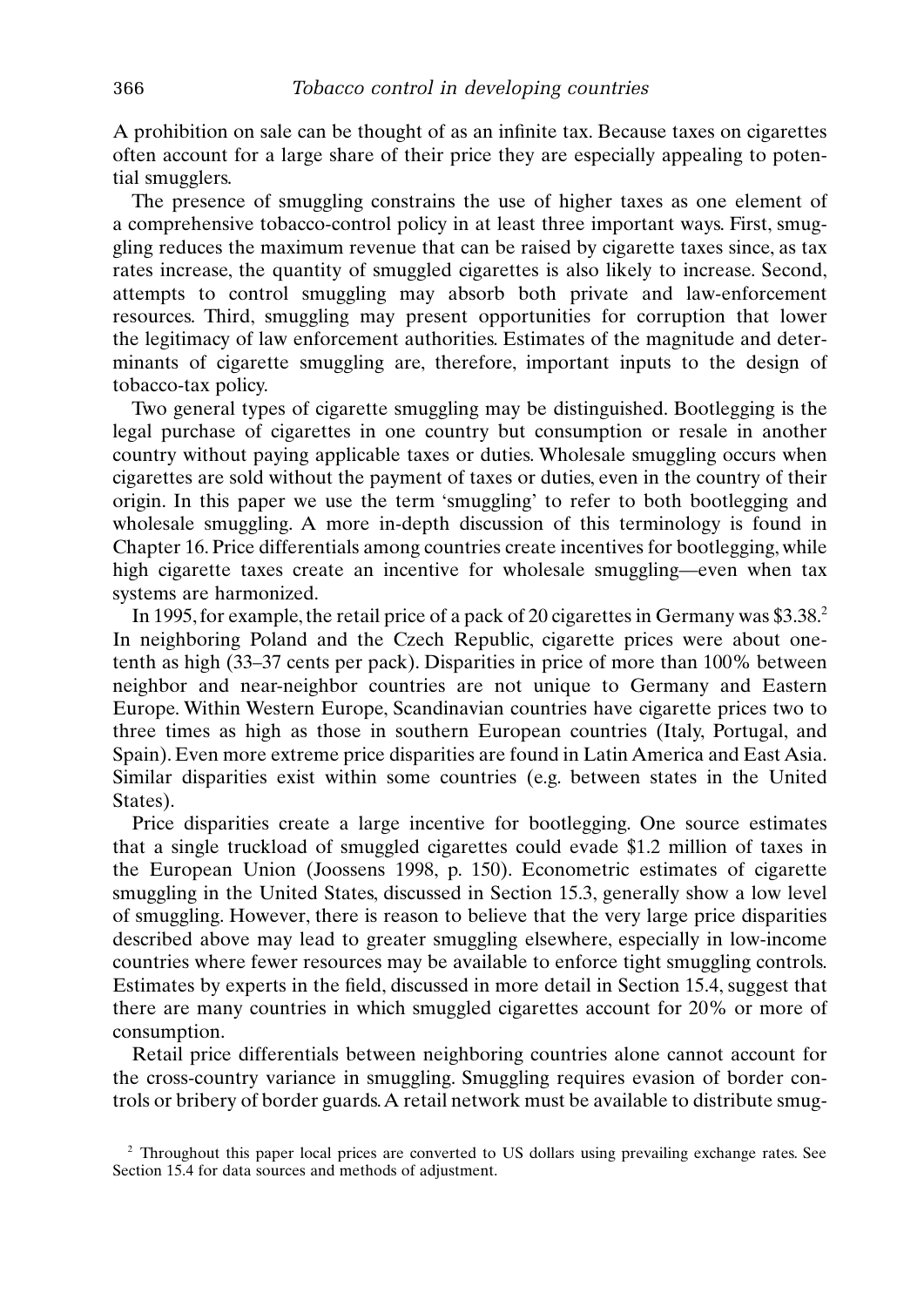A prohibition on sale can be thought of as an infinite tax. Because taxes on cigarettes often account for a large share of their price they are especially appealing to potential smugglers.

The presence of smuggling constrains the use of higher taxes as one element of a comprehensive tobacco-control policy in at least three important ways. First, smuggling reduces the maximum revenue that can be raised by cigarette taxes since, as tax rates increase, the quantity of smuggled cigarettes is also likely to increase. Second, attempts to control smuggling may absorb both private and law-enforcement resources. Third, smuggling may present opportunities for corruption that lower the legitimacy of law enforcement authorities. Estimates of the magnitude and determinants of cigarette smuggling are, therefore, important inputs to the design of tobacco-tax policy.

Two general types of cigarette smuggling may be distinguished. Bootlegging is the legal purchase of cigarettes in one country but consumption or resale in another country without paying applicable taxes or duties. Wholesale smuggling occurs when cigarettes are sold without the payment of taxes or duties, even in the country of their origin. In this paper we use the term 'smuggling' to refer to both bootlegging and wholesale smuggling. A more in-depth discussion of this terminology is found in Chapter 16. Price differentials among countries create incentives for bootlegging, while high cigarette taxes create an incentive for wholesale smuggling—even when tax systems are harmonized.

In 1995, for example, the retail price of a pack of 20 cigarettes in Germany was $3.38.[2] In neighboring Poland and the Czech Republic, cigarette prices were about one-tenth as high (33–37 cents per pack). Disparities in price of more than 100% between neighbor and near-neighbor countries are not unique to Germany and Eastern Europe. Within Western Europe, Scandinavian countries have cigarette prices two to three times as high as those in southern European countries (Italy, Portugal, and Spain). Even more extreme price disparities are found in Latin America and East Asia. Similar disparities exist within some countries (e.g. between states in the United States).

Price disparities create a large incentive for bootlegging. One source estimates that a single truckload of smuggled cigarettes could evade $1.2 million of taxes in the European Union (Joossens 1998, p. 150). Econometric estimates of cigarette smuggling in the United States, discussed in Section 15.3, generally show a low level of smuggling. However, there is reason to believe that the very large price disparities described above may lead to greater smuggling elsewhere, especially in low-income countries where fewer resources may be available to enforce tight smuggling controls. Estimates by experts in the field, discussed in more detail in Section 15.4, suggest that there are many countries in which smuggled cigarettes account for 20% or more of consumption.

Retail price differentials between neighboring countries alone cannot account for the cross-country variance in smuggling. Smuggling requires evasion of border controls or bribery of border guards. A retail network must be available to distribute smug-

[2] Throughout this paper local prices are converted to US dollars using prevailing exchange rates. See Section 15.4 for data sources and methods of adjustment.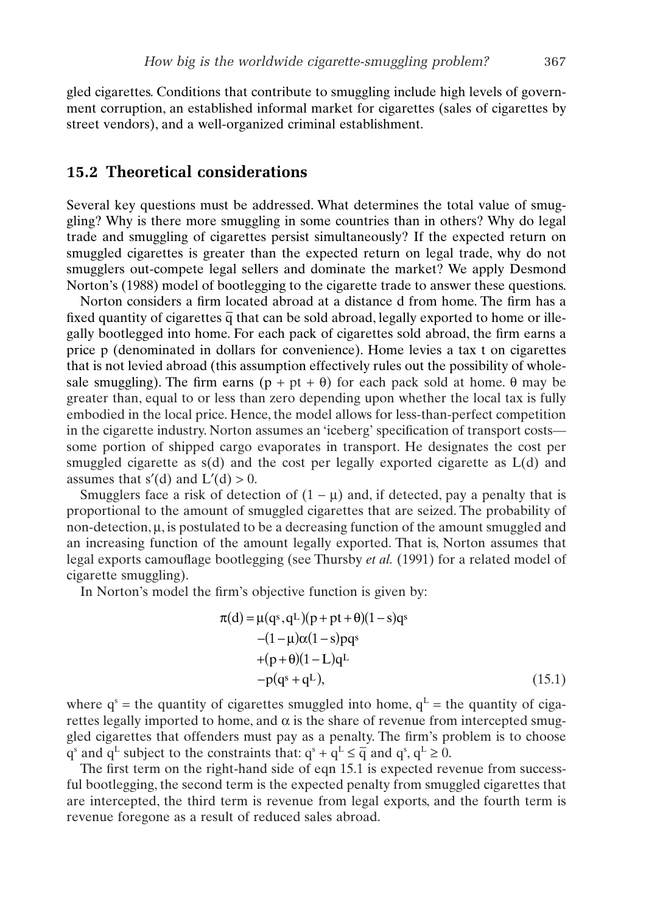gled cigarettes. Conditions that contribute to smuggling include high levels of government corruption, an established informal market for cigarettes (sales of cigarettes by street vendors), and a well-organized criminal establishment.

## 15.2 Theoretical considerations

Several key questions must be addressed. What determines the total value of smuggling? Why is there more smuggling in some countries than in others? Why do legal trade and smuggling of cigarettes persist simultaneously? If the expected return on smuggled cigarettes is greater than the expected return on legal trade, why do not smugglers out-compete legal sellers and dominate the market? We apply Desmond Norton's (1988) model of bootlegging to the cigarette trade to answer these questions.

Norton considers a firm located abroad at a distance d from home. The firm has a fixed quantity of cigarettes $\bar{q}$ that can be sold abroad, legally exported to home or illegally bootlegged into home. For each pack of cigarettes sold abroad, the firm earns a price p (denominated in dollars for convenience). Home levies a tax t on cigarettes that is not levied abroad (this assumption effectively rules out the possibility of wholesale smuggling). The firm earns $(p + pt + \theta)$ for each pack sold at home. $\theta$ may be greater than, equal to or less than zero depending upon whether the local tax is fully embodied in the local price. Hence, the model allows for less-than-perfect competition in the cigarette industry. Norton assumes an 'iceberg' specification of transport costs—some portion of shipped cargo evaporates in transport. He designates the cost per smuggled cigarette as s(d) and the cost per legally exported cigarette as L(d) and assumes that $s'(d)$ and $L'(d) > 0$.

Smugglers face a risk of detection of $(1 - \mu)$ and, if detected, pay a penalty that is proportional to the amount of smuggled cigarettes that are seized. The probability of non-detection, $\mu$, is postulated to be a decreasing function of the amount smuggled and an increasing function of the amount legally exported. That is, Norton assumes that legal exports camouflage bootlegging (see Thursby *et al.* (1991) for a related model of cigarette smuggling).

In Norton's model the firm's objective function is given by:

$$
\begin{aligned}
\pi(d) = {} & \mu(q^s, q^L)(p + pt + \theta)(1 - s)q^s \\
& -(1 - \mu)\alpha(1 - s)pq^s \\
& +(p + \theta)(1 - L)q^L \\
& -p(q^s + q^L),
\end{aligned} \tag{15.1}
$$

where $q^s$ = the quantity of cigarettes smuggled into home, $q^L$ = the quantity of cigarettes legally imported to home, and $\alpha$ is the share of revenue from intercepted smuggled cigarettes that offenders must pay as a penalty. The firm's problem is to choose $q^s$ and $q^L$ subject to the constraints that: $q^s + q^L \leq \bar{q}$ and $q^s, q^L \geq 0$.

The first term on the right-hand side of eqn 15.1 is expected revenue from successful bootlegging, the second term is the expected penalty from smuggled cigarettes that are intercepted, the third term is revenue from legal exports, and the fourth term is revenue foregone as a result of reduced sales abroad.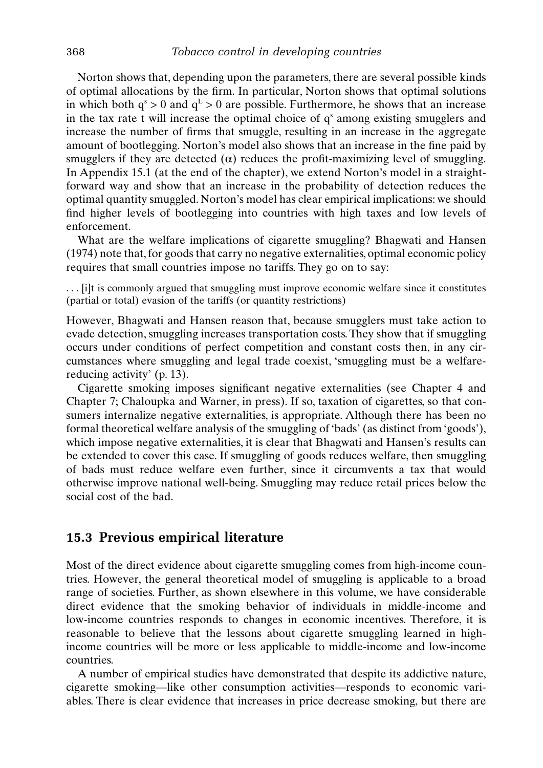Norton shows that, depending upon the parameters, there are several possible kinds of optimal allocations by the firm. In particular, Norton shows that optimal solutions in which both $q^s > 0$ and $q^L > 0$ are possible. Furthermore, he shows that an increase in the tax rate t will increase the optimal choice of $q^s$ among existing smugglers and increase the number of firms that smuggle, resulting in an increase in the aggregate amount of bootlegging. Norton's model also shows that an increase in the fine paid by smugglers if they are detected ($\alpha$) reduces the profit-maximizing level of smuggling. In Appendix 15.1 (at the end of the chapter), we extend Norton's model in a straightforward way and show that an increase in the probability of detection reduces the optimal quantity smuggled. Norton's model has clear empirical implications: we should find higher levels of bootlegging into countries with high taxes and low levels of enforcement.

What are the welfare implications of cigarette smuggling? Bhagwati and Hansen (1974) note that, for goods that carry no negative externalities, optimal economic policy requires that small countries impose no tariffs. They go on to say:

> . . . [i]t is commonly argued that smuggling must improve economic welfare since it constitutes (partial or total) evasion of the tariffs (or quantity restrictions)

However, Bhagwati and Hansen reason that, because smugglers must take action to evade detection, smuggling increases transportation costs. They show that if smuggling occurs under conditions of perfect competition and constant costs then, in any circumstances where smuggling and legal trade coexist, 'smuggling must be a welfare-reducing activity' (p. 13).

Cigarette smoking imposes significant negative externalities (see Chapter 4 and Chapter 7; Chaloupka and Warner, in press). If so, taxation of cigarettes, so that consumers internalize negative externalities, is appropriate. Although there has been no formal theoretical welfare analysis of the smuggling of 'bads' (as distinct from 'goods'), which impose negative externalities, it is clear that Bhagwati and Hansen's results can be extended to cover this case. If smuggling of goods reduces welfare, then smuggling of bads must reduce welfare even further, since it circumvents a tax that would otherwise improve national well-being. Smuggling may reduce retail prices below the social cost of the bad.

## 15.3 Previous empirical literature

Most of the direct evidence about cigarette smuggling comes from high-income countries. However, the general theoretical model of smuggling is applicable to a broad range of societies. Further, as shown elsewhere in this volume, we have considerable direct evidence that the smoking behavior of individuals in middle-income and low-income countries responds to changes in economic incentives. Therefore, it is reasonable to believe that the lessons about cigarette smuggling learned in high-income countries will be more or less applicable to middle-income and low-income countries.

A number of empirical studies have demonstrated that despite its addictive nature, cigarette smoking—like other consumption activities—responds to economic variables. There is clear evidence that increases in price decrease smoking, but there are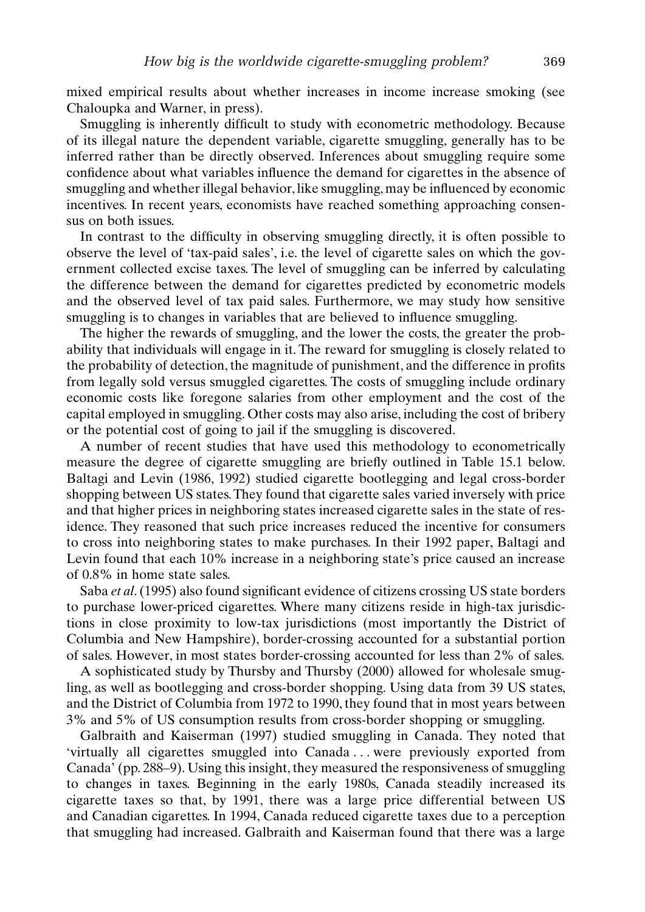mixed empirical results about whether increases in income increase smoking (see Chaloupka and Warner, in press).

Smuggling is inherently difficult to study with econometric methodology. Because of its illegal nature the dependent variable, cigarette smuggling, generally has to be inferred rather than be directly observed. Inferences about smuggling require some confidence about what variables influence the demand for cigarettes in the absence of smuggling and whether illegal behavior, like smuggling, may be influenced by economic incentives. In recent years, economists have reached something approaching consensus on both issues.

In contrast to the difficulty in observing smuggling directly, it is often possible to observe the level of 'tax-paid sales', i.e. the level of cigarette sales on which the government collected excise taxes. The level of smuggling can be inferred by calculating the difference between the demand for cigarettes predicted by econometric models and the observed level of tax paid sales. Furthermore, we may study how sensitive smuggling is to changes in variables that are believed to influence smuggling.

The higher the rewards of smuggling, and the lower the costs, the greater the probability that individuals will engage in it. The reward for smuggling is closely related to the probability of detection, the magnitude of punishment, and the difference in profits from legally sold versus smuggled cigarettes. The costs of smuggling include ordinary economic costs like foregone salaries from other employment and the cost of the capital employed in smuggling. Other costs may also arise, including the cost of bribery or the potential cost of going to jail if the smuggling is discovered.

A number of recent studies that have used this methodology to econometrically measure the degree of cigarette smuggling are briefly outlined in Table 15.1 below. Baltagi and Levin (1986, 1992) studied cigarette bootlegging and legal cross-border shopping between US states. They found that cigarette sales varied inversely with price and that higher prices in neighboring states increased cigarette sales in the state of residence. They reasoned that such price increases reduced the incentive for consumers to cross into neighboring states to make purchases. In their 1992 paper, Baltagi and Levin found that each 10% increase in a neighboring state's price caused an increase of 0.8% in home state sales.

Saba *et al*. (1995) also found significant evidence of citizens crossing US state borders to purchase lower-priced cigarettes. Where many citizens reside in high-tax jurisdictions in close proximity to low-tax jurisdictions (most importantly the District of Columbia and New Hampshire), border-crossing accounted for a substantial portion of sales. However, in most states border-crossing accounted for less than 2% of sales.

A sophisticated study by Thursby and Thursby (2000) allowed for wholesale smuggling, as well as bootlegging and cross-border shopping. Using data from 39 US states, and the District of Columbia from 1972 to 1990, they found that in most years between 3% and 5% of US consumption results from cross-border shopping or smuggling.

Galbraith and Kaiserman (1997) studied smuggling in Canada. They noted that 'virtually all cigarettes smuggled into Canada . . . were previously exported from Canada' (pp. 288–9). Using this insight, they measured the responsiveness of smuggling to changes in taxes. Beginning in the early 1980s, Canada steadily increased its cigarette taxes so that, by 1991, there was a large price differential between US and Canadian cigarettes. In 1994, Canada reduced cigarette taxes due to a perception that smuggling had increased. Galbraith and Kaiserman found that there was a large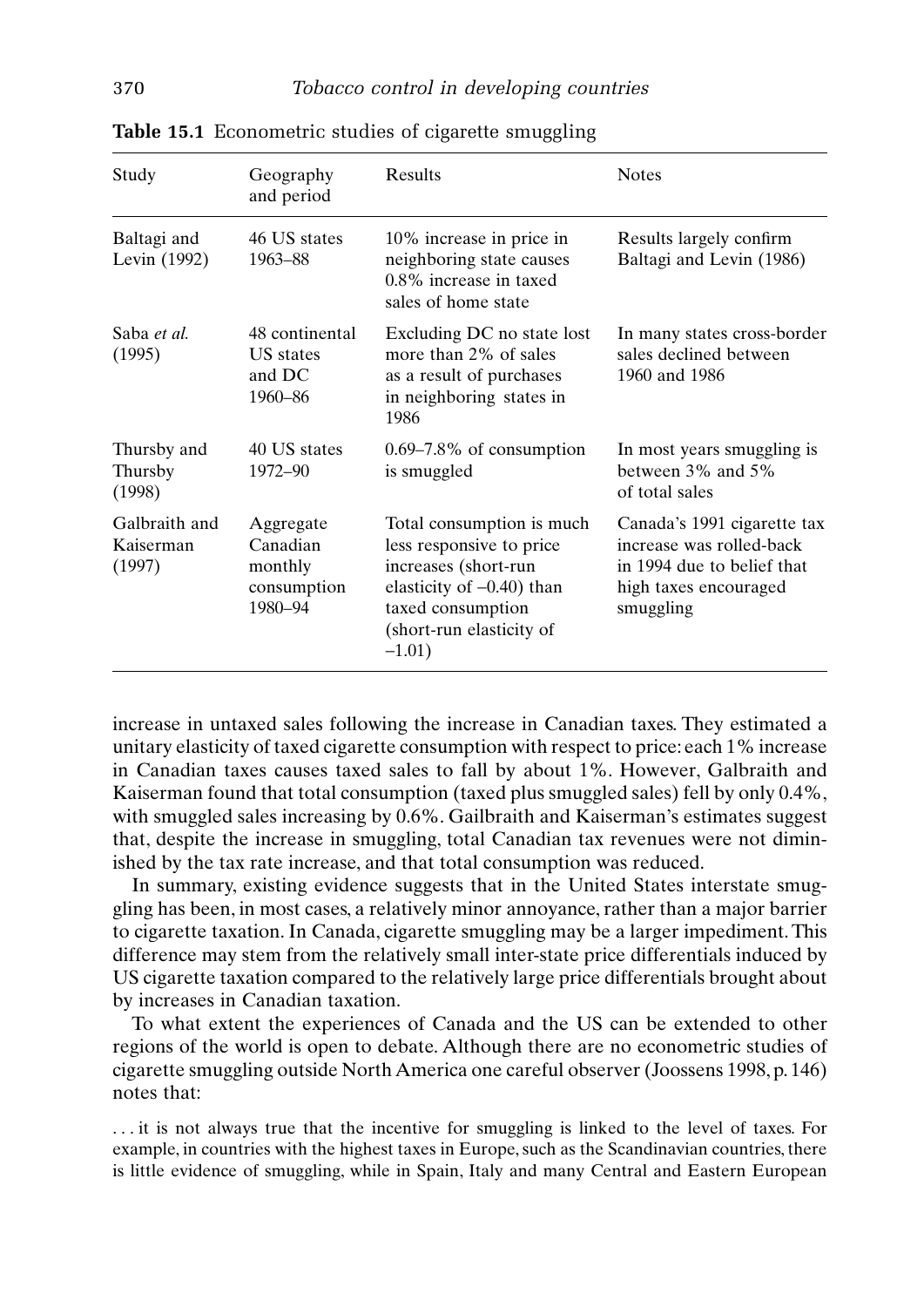**Table 15.1** Econometric studies of cigarette smuggling

| Study | Geography and period | Results | Notes |
|---|---|---|---|
| Baltagi and Levin (1992) | 46 US states 1963–88 | 10% increase in price in neighboring state causes 0.8% increase in taxed sales of home state | Results largely confirm Baltagi and Levin (1986) |
| Saba *et al.* (1995) | 48 continental US states and DC 1960–86 | Excluding DC no state lost more than 2% of sales as a result of purchases in neighboring states in 1986 | In many states cross-border sales declined between 1960 and 1986 |
| Thursby and Thursby (1998) | 40 US states 1972–90 | 0.69–7.8% of consumption is smuggled | In most years smuggling is between 3% and 5% of total sales |
| Galbraith and Kaiserman (1997) | Aggregate Canadian monthly consumption 1980–94 | Total consumption is much less responsive to price increases (short-run elasticity of –0.40) than taxed consumption (short-run elasticity of –1.01) | Canada's 1991 cigarette tax increase was rolled-back in 1994 due to belief that high taxes encouraged smuggling |

increase in untaxed sales following the increase in Canadian taxes. They estimated a unitary elasticity of taxed cigarette consumption with respect to price: each 1% increase in Canadian taxes causes taxed sales to fall by about 1%. However, Galbraith and Kaiserman found that total consumption (taxed plus smuggled sales) fell by only 0.4%, with smuggled sales increasing by 0.6%. Gailbraith and Kaiserman's estimates suggest that, despite the increase in smuggling, total Canadian tax revenues were not diminished by the tax rate increase, and that total consumption was reduced.

In summary, existing evidence suggests that in the United States interstate smuggling has been, in most cases, a relatively minor annoyance, rather than a major barrier to cigarette taxation. In Canada, cigarette smuggling may be a larger impediment. This difference may stem from the relatively small inter-state price differentials induced by US cigarette taxation compared to the relatively large price differentials brought about by increases in Canadian taxation.

To what extent the experiences of Canada and the US can be extended to other regions of the world is open to debate. Although there are no econometric studies of cigarette smuggling outside North America one careful observer (Joossens 1998, p. 146) notes that:

> . . . it is not always true that the incentive for smuggling is linked to the level of taxes. For example, in countries with the highest taxes in Europe, such as the Scandinavian countries, there is little evidence of smuggling, while in Spain, Italy and many Central and Eastern European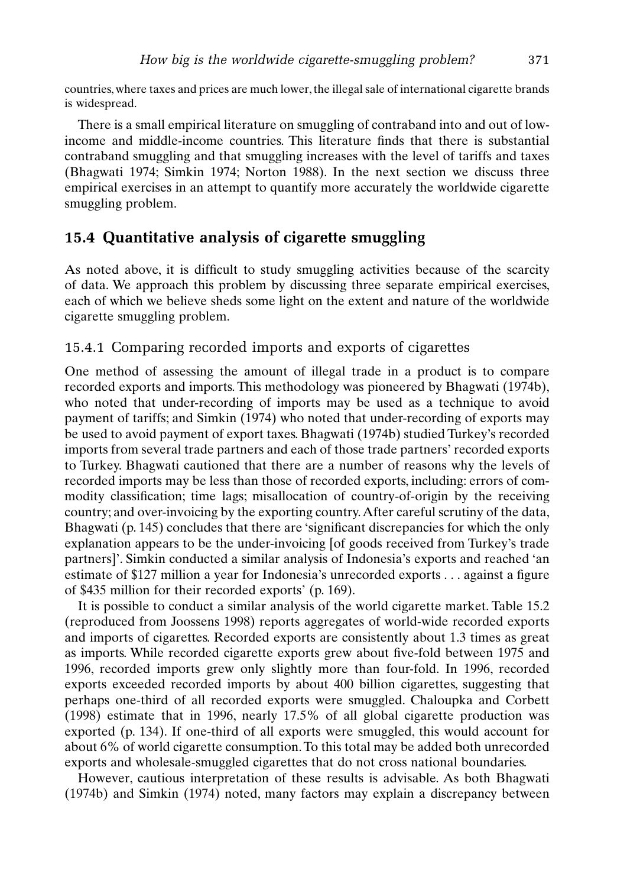countries, where taxes and prices are much lower, the illegal sale of international cigarette brands is widespread.

There is a small empirical literature on smuggling of contraband into and out of low-income and middle-income countries. This literature finds that there is substantial contraband smuggling and that smuggling increases with the level of tariffs and taxes (Bhagwati 1974; Simkin 1974; Norton 1988). In the next section we discuss three empirical exercises in an attempt to quantify more accurately the worldwide cigarette smuggling problem.

## 15.4 Quantitative analysis of cigarette smuggling

As noted above, it is difficult to study smuggling activities because of the scarcity of data. We approach this problem by discussing three separate empirical exercises, each of which we believe sheds some light on the extent and nature of the worldwide cigarette smuggling problem.

### 15.4.1 Comparing recorded imports and exports of cigarettes

One method of assessing the amount of illegal trade in a product is to compare recorded exports and imports. This methodology was pioneered by Bhagwati (1974b), who noted that under-recording of imports may be used as a technique to avoid payment of tariffs; and Simkin (1974) who noted that under-recording of exports may be used to avoid payment of export taxes. Bhagwati (1974b) studied Turkey's recorded imports from several trade partners and each of those trade partners' recorded exports to Turkey. Bhagwati cautioned that there are a number of reasons why the levels of recorded imports may be less than those of recorded exports, including: errors of commodity classification; time lags; misallocation of country-of-origin by the receiving country; and over-invoicing by the exporting country. After careful scrutiny of the data, Bhagwati (p. 145) concludes that there are 'significant discrepancies for which the only explanation appears to be the under-invoicing [of goods received from Turkey's trade partners]'. Simkin conducted a similar analysis of Indonesia's exports and reached 'an estimate of $127 million a year for Indonesia's unrecorded exports . . . against a figure of $435 million for their recorded exports' (p. 169).

It is possible to conduct a similar analysis of the world cigarette market. Table 15.2 (reproduced from Joossens 1998) reports aggregates of world-wide recorded exports and imports of cigarettes. Recorded exports are consistently about 1.3 times as great as imports. While recorded cigarette exports grew about five-fold between 1975 and 1996, recorded imports grew only slightly more than four-fold. In 1996, recorded exports exceeded recorded imports by about 400 billion cigarettes, suggesting that perhaps one-third of all recorded exports were smuggled. Chaloupka and Corbett (1998) estimate that in 1996, nearly 17.5% of all global cigarette production was exported (p. 134). If one-third of all exports were smuggled, this would account for about 6% of world cigarette consumption. To this total may be added both unrecorded exports and wholesale-smuggled cigarettes that do not cross national boundaries.

However, cautious interpretation of these results is advisable. As both Bhagwati (1974b) and Simkin (1974) noted, many factors may explain a discrepancy between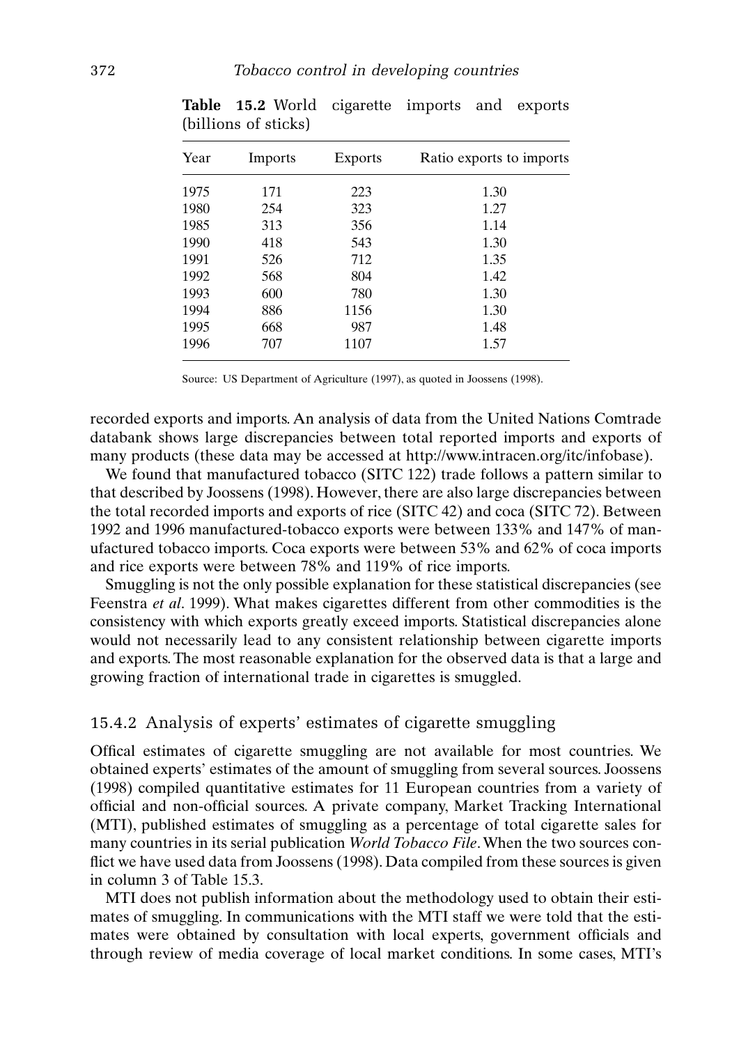**Table 15.2** World cigarette imports and exports (billions of sticks)

| Year | Imports | Exports | Ratio exports to imports |
|---|---|---|---|
| 1975 | 171 | 223 | 1.30 |
| 1980 | 254 | 323 | 1.27 |
| 1985 | 313 | 356 | 1.14 |
| 1990 | 418 | 543 | 1.30 |
| 1991 | 526 | 712 | 1.35 |
| 1992 | 568 | 804 | 1.42 |
| 1993 | 600 | 780 | 1.30 |
| 1994 | 886 | 1156 | 1.30 |
| 1995 | 668 | 987 | 1.48 |
| 1996 | 707 | 1107 | 1.57 |

Source: US Department of Agriculture (1997), as quoted in Joossens (1998).

recorded exports and imports. An analysis of data from the United Nations Comtrade databank shows large discrepancies between total reported imports and exports of many products (these data may be accessed at http://www.intracen.org/itc/infobase).

We found that manufactured tobacco (SITC 122) trade follows a pattern similar to that described by Joossens (1998). However, there are also large discrepancies between the total recorded imports and exports of rice (SITC 42) and coca (SITC 72). Between 1992 and 1996 manufactured-tobacco exports were between 133% and 147% of manufactured tobacco imports. Coca exports were between 53% and 62% of coca imports and rice exports were between 78% and 119% of rice imports.

Smuggling is not the only possible explanation for these statistical discrepancies (see Feenstra *et al*. 1999). What makes cigarettes different from other commodities is the consistency with which exports greatly exceed imports. Statistical discrepancies alone would not necessarily lead to any consistent relationship between cigarette imports and exports. The most reasonable explanation for the observed data is that a large and growing fraction of international trade in cigarettes is smuggled.

### 15.4.2 Analysis of experts' estimates of cigarette smuggling

Offical estimates of cigarette smuggling are not available for most countries. We obtained experts' estimates of the amount of smuggling from several sources. Joossens (1998) compiled quantitative estimates for 11 European countries from a variety of official and non-official sources. A private company, Market Tracking International (MTI), published estimates of smuggling as a percentage of total cigarette sales for many countries in its serial publication *World Tobacco File*. When the two sources conflict we have used data from Joossens (1998). Data compiled from these sources is given in column 3 of Table 15.3.

MTI does not publish information about the methodology used to obtain their estimates of smuggling. In communications with the MTI staff we were told that the estimates were obtained by consultation with local experts, government officials and through review of media coverage of local market conditions. In some cases, MTI's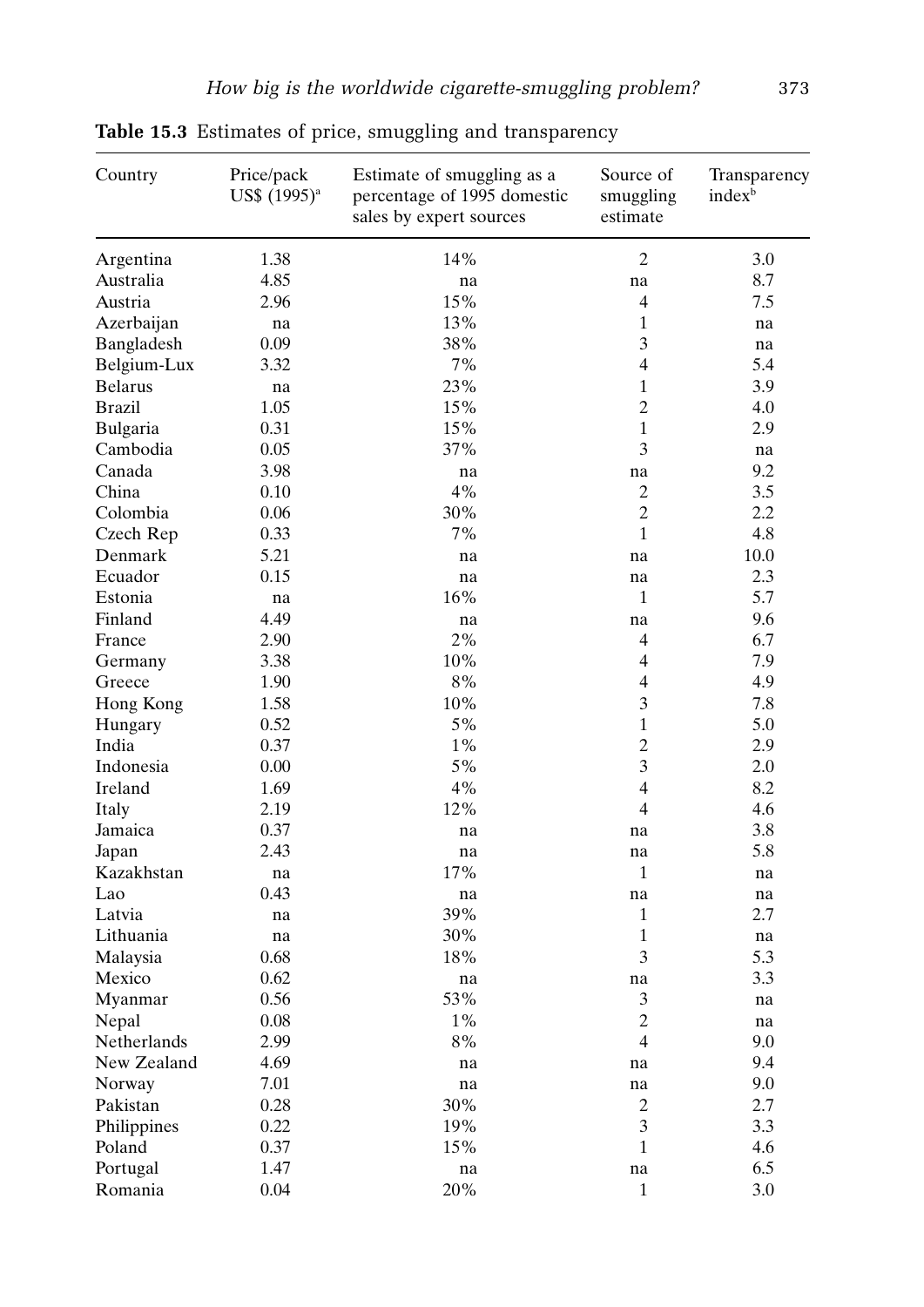**Table 15.3** Estimates of price, smuggling and transparency

| Country | Price/pack US$ (1995)[a] | Estimate of smuggling as a percentage of 1995 domestic sales by expert sources | Source of smuggling estimate | Transparency index[b] |
|---|---|---|---|---|
| Argentina | 1.38 | 14% | 2 | 3.0 |
| Australia | 4.85 | na | na | 8.7 |
| Austria | 2.96 | 15% | 4 | 7.5 |
| Azerbaijan | na | 13% | 1 | na |
| Bangladesh | 0.09 | 38% | 3 | na |
| Belgium-Lux | 3.32 | 7% | 4 | 5.4 |
| Belarus | na | 23% | 1 | 3.9 |
| Brazil | 1.05 | 15% | 2 | 4.0 |
| Bulgaria | 0.31 | 15% | 1 | 2.9 |
| Cambodia | 0.05 | 37% | 3 | na |
| Canada | 3.98 | na | na | 9.2 |
| China | 0.10 | 4% | 2 | 3.5 |
| Colombia | 0.06 | 30% | 2 | 2.2 |
| Czech Rep | 0.33 | 7% | 1 | 4.8 |
| Denmark | 5.21 | na | na | 10.0 |
| Ecuador | 0.15 | na | na | 2.3 |
| Estonia | na | 16% | 1 | 5.7 |
| Finland | 4.49 | na | na | 9.6 |
| France | 2.90 | 2% | 4 | 6.7 |
| Germany | 3.38 | 10% | 4 | 7.9 |
| Greece | 1.90 | 8% | 4 | 4.9 |
| Hong Kong | 1.58 | 10% | 3 | 7.8 |
| Hungary | 0.52 | 5% | 1 | 5.0 |
| India | 0.37 | 1% | 2 | 2.9 |
| Indonesia | 0.00 | 5% | 3 | 2.0 |
| Ireland | 1.69 | 4% | 4 | 8.2 |
| Italy | 2.19 | 12% | 4 | 4.6 |
| Jamaica | 0.37 | na | na | 3.8 |
| Japan | 2.43 | na | na | 5.8 |
| Kazakhstan | na | 17% | 1 | na |
| Lao | 0.43 | na | na | na |
| Latvia | na | 39% | 1 | 2.7 |
| Lithuania | na | 30% | 1 | na |
| Malaysia | 0.68 | 18% | 3 | 5.3 |
| Mexico | 0.62 | na | na | 3.3 |
| Myanmar | 0.56 | 53% | 3 | na |
| Nepal | 0.08 | 1% | 2 | na |
| Netherlands | 2.99 | 8% | 4 | 9.0 |
| New Zealand | 4.69 | na | na | 9.4 |
| Norway | 7.01 | na | na | 9.0 |
| Pakistan | 0.28 | 30% | 2 | 2.7 |
| Philippines | 0.22 | 19% | 3 | 3.3 |
| Poland | 0.37 | 15% | 1 | 4.6 |
| Portugal | 1.47 | na | na | 6.5 |
| Romania | 0.04 | 20% | 1 | 3.0 |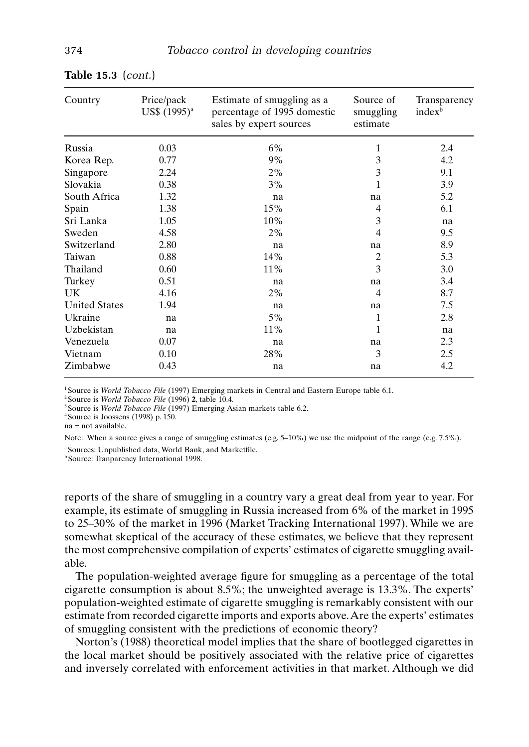**Table 15.3** (*cont.*)

| Country | Price/pack US$ (1995)[a] | Estimate of smuggling as a percentage of 1995 domestic sales by expert sources | Source of smuggling estimate | Transparency index[b] |
|---|---|---|---|---|
| Russia | 0.03 | 6% | 1 | 2.4 |
| Korea Rep. | 0.77 | 9% | 3 | 4.2 |
| Singapore | 2.24 | 2% | 3 | 9.1 |
| Slovakia | 0.38 | 3% | 1 | 3.9 |
| South Africa | 1.32 | na | na | 5.2 |
| Spain | 1.38 | 15% | 4 | 6.1 |
| Sri Lanka | 1.05 | 10% | 3 | na |
| Sweden | 4.58 | 2% | 4 | 9.5 |
| Switzerland | 2.80 | na | na | 8.9 |
| Taiwan | 0.88 | 14% | 2 | 5.3 |
| Thailand | 0.60 | 11% | 3 | 3.0 |
| Turkey | 0.51 | na | na | 3.4 |
| UK | 4.16 | 2% | 4 | 8.7 |
| United States | 1.94 | na | na | 7.5 |
| Ukraine | na | 5% | 1 | 2.8 |
| Uzbekistan | na | 11% | 1 | na |
| Venezuela | 0.07 | na | na | 2.3 |
| Vietnam | 0.10 | 28% | 3 | 2.5 |
| Zimbabwe | 0.43 | na | na | 4.2 |

[1] Source is *World Tobacco File* (1997) Emerging markets in Central and Eastern Europe table 6.1.
[2] Source is *World Tobacco File* (1996) **2**, table 10.4.
[3] Source is *World Tobacco File* (1997) Emerging Asian markets table 6.2.
[4] Source is Joossens (1998) p. 150.
na = not available.

Note: When a source gives a range of smuggling estimates (e.g. 5–10%) we use the midpoint of the range (e.g. 7.5%).

[a] Sources: Unpublished data, World Bank, and Marketfile.
[b] Source: Tranparency International 1998.

reports of the share of smuggling in a country vary a great deal from year to year. For example, its estimate of smuggling in Russia increased from 6% of the market in 1995 to 25–30% of the market in 1996 (Market Tracking International 1997). While we are somewhat skeptical of the accuracy of these estimates, we believe that they represent the most comprehensive compilation of experts' estimates of cigarette smuggling available.

The population-weighted average figure for smuggling as a percentage of the total cigarette consumption is about 8.5%; the unweighted average is 13.3%. The experts' population-weighted estimate of cigarette smuggling is remarkably consistent with our estimate from recorded cigarette imports and exports above. Are the experts' estimates of smuggling consistent with the predictions of economic theory?

Norton's (1988) theoretical model implies that the share of bootlegged cigarettes in the local market should be positively associated with the relative price of cigarettes and inversely correlated with enforcement activities in that market. Although we did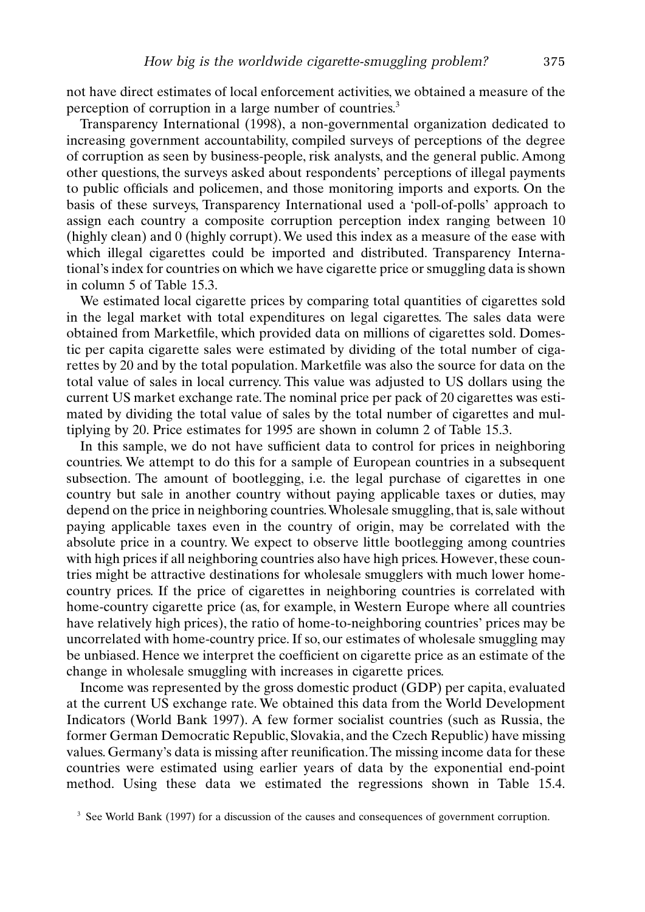not have direct estimates of local enforcement activities, we obtained a measure of the perception of corruption in a large number of countries.[3]

Transparency International (1998), a non-governmental organization dedicated to increasing government accountability, compiled surveys of perceptions of the degree of corruption as seen by business-people, risk analysts, and the general public. Among other questions, the surveys asked about respondents' perceptions of illegal payments to public officials and policemen, and those monitoring imports and exports. On the basis of these surveys, Transparency International used a 'poll-of-polls' approach to assign each country a composite corruption perception index ranging between 10 (highly clean) and 0 (highly corrupt). We used this index as a measure of the ease with which illegal cigarettes could be imported and distributed. Transparency International's index for countries on which we have cigarette price or smuggling data is shown in column 5 of Table 15.3.

We estimated local cigarette prices by comparing total quantities of cigarettes sold in the legal market with total expenditures on legal cigarettes. The sales data were obtained from Marketfile, which provided data on millions of cigarettes sold. Domestic per capita cigarette sales were estimated by dividing of the total number of cigarettes by 20 and by the total population. Marketfile was also the source for data on the total value of sales in local currency. This value was adjusted to US dollars using the current US market exchange rate. The nominal price per pack of 20 cigarettes was estimated by dividing the total value of sales by the total number of cigarettes and multiplying by 20. Price estimates for 1995 are shown in column 2 of Table 15.3.

In this sample, we do not have sufficient data to control for prices in neighboring countries. We attempt to do this for a sample of European countries in a subsequent subsection. The amount of bootlegging, i.e. the legal purchase of cigarettes in one country but sale in another country without paying applicable taxes or duties, may depend on the price in neighboring countries. Wholesale smuggling, that is, sale without paying applicable taxes even in the country of origin, may be correlated with the absolute price in a country. We expect to observe little bootlegging among countries with high prices if all neighboring countries also have high prices. However, these countries might be attractive destinations for wholesale smugglers with much lower home-country prices. If the price of cigarettes in neighboring countries is correlated with home-country cigarette price (as, for example, in Western Europe where all countries have relatively high prices), the ratio of home-to-neighboring countries' prices may be uncorrelated with home-country price. If so, our estimates of wholesale smuggling may be unbiased. Hence we interpret the coefficient on cigarette price as an estimate of the change in wholesale smuggling with increases in cigarette prices.

Income was represented by the gross domestic product (GDP) per capita, evaluated at the current US exchange rate. We obtained this data from the World Development Indicators (World Bank 1997). A few former socialist countries (such as Russia, the former German Democratic Republic, Slovakia, and the Czech Republic) have missing values. Germany's data is missing after reunification. The missing income data for these countries were estimated using earlier years of data by the exponential end-point method. Using these data we estimated the regressions shown in Table 15.4.

[3] See World Bank (1997) for a discussion of the causes and consequences of government corruption.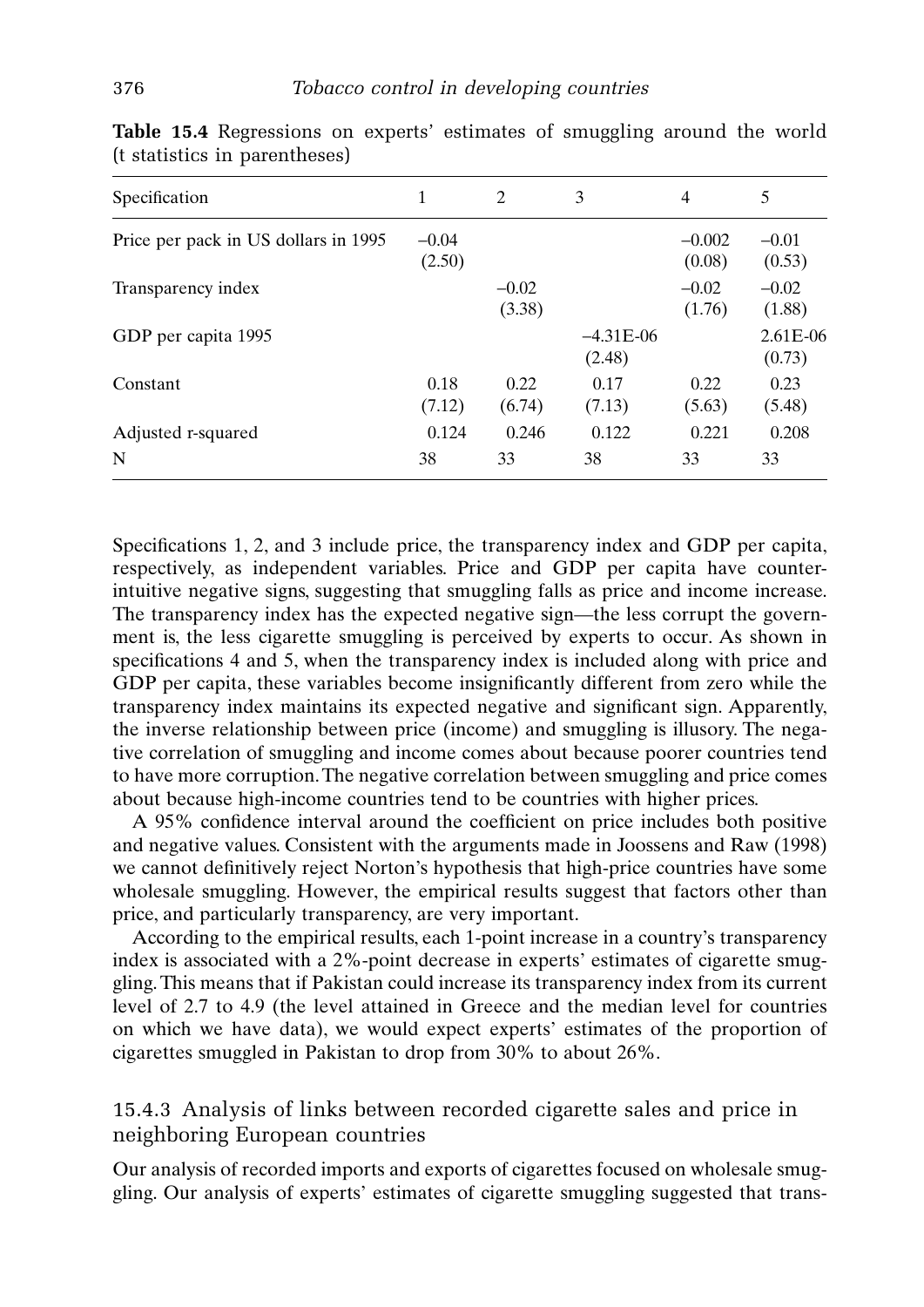**Table 15.4** Regressions on experts' estimates of smuggling around the world (t statistics in parentheses)

| Specification | 1 | 2 | 3 | 4 | 5 |
|---|---|---|---|---|---|
| Price per pack in US dollars in 1995 | –0.04 (2.50) | | | –0.002 (0.08) | –0.01 (0.53) |
| Transparency index | | –0.02 (3.38) | | –0.02 (1.76) | –0.02 (1.88) |
| GDP per capita 1995 | | | –4.31E-06 (2.48) | | 2.61E-06 (0.73) |
| Constant | 0.18 (7.12) | 0.22 (6.74) | 0.17 (7.13) | 0.22 (5.63) | 0.23 (5.48) |
| Adjusted r-squared | 0.124 | 0.246 | 0.122 | 0.221 | 0.208 |
| N | 38 | 33 | 38 | 33 | 33 |

Specifications 1, 2, and 3 include price, the transparency index and GDP per capita, respectively, as independent variables. Price and GDP per capita have counter-intuitive negative signs, suggesting that smuggling falls as price and income increase. The transparency index has the expected negative sign—the less corrupt the government is, the less cigarette smuggling is perceived by experts to occur. As shown in specifications 4 and 5, when the transparency index is included along with price and GDP per capita, these variables become insignificantly different from zero while the transparency index maintains its expected negative and significant sign. Apparently, the inverse relationship between price (income) and smuggling is illusory. The negative correlation of smuggling and income comes about because poorer countries tend to have more corruption. The negative correlation between smuggling and price comes about because high-income countries tend to be countries with higher prices.

A 95% confidence interval around the coefficient on price includes both positive and negative values. Consistent with the arguments made in Joossens and Raw (1998) we cannot definitively reject Norton's hypothesis that high-price countries have some wholesale smuggling. However, the empirical results suggest that factors other than price, and particularly transparency, are very important.

According to the empirical results, each 1-point increase in a country's transparency index is associated with a 2%-point decrease in experts' estimates of cigarette smuggling. This means that if Pakistan could increase its transparency index from its current level of 2.7 to 4.9 (the level attained in Greece and the median level for countries on which we have data), we would expect experts' estimates of the proportion of cigarettes smuggled in Pakistan to drop from 30% to about 26%.

### 15.4.3 Analysis of links between recorded cigarette sales and price in neighboring European countries

Our analysis of recorded imports and exports of cigarettes focused on wholesale smuggling. Our analysis of experts' estimates of cigarette smuggling suggested that trans-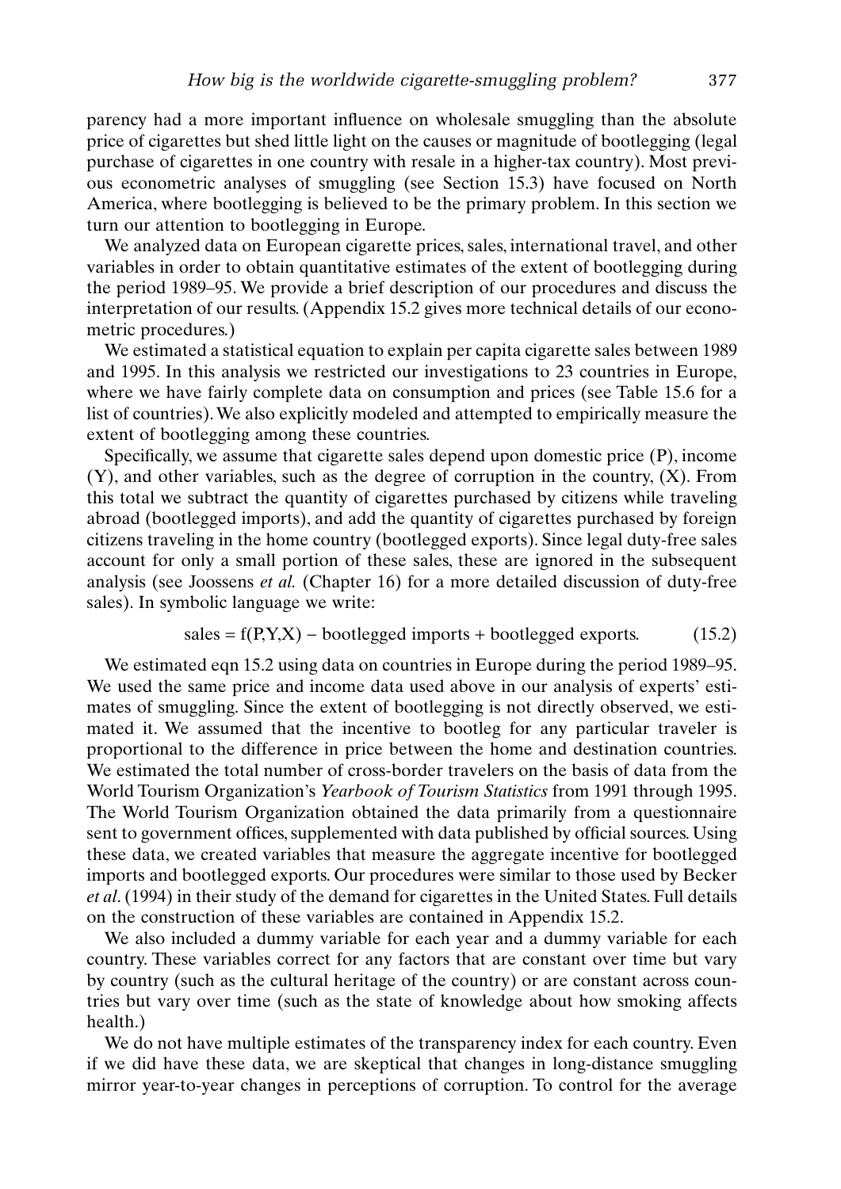parency had a more important influence on wholesale smuggling than the absolute price of cigarettes but shed little light on the causes or magnitude of bootlegging (legal purchase of cigarettes in one country with resale in a higher-tax country). Most previous econometric analyses of smuggling (see Section 15.3) have focused on North America, where bootlegging is believed to be the primary problem. In this section we turn our attention to bootlegging in Europe.

We analyzed data on European cigarette prices, sales, international travel, and other variables in order to obtain quantitative estimates of the extent of bootlegging during the period 1989–95. We provide a brief description of our procedures and discuss the interpretation of our results. (Appendix 15.2 gives more technical details of our econometric procedures.)

We estimated a statistical equation to explain per capita cigarette sales between 1989 and 1995. In this analysis we restricted our investigations to 23 countries in Europe, where we have fairly complete data on consumption and prices (see Table 15.6 for a list of countries). We also explicitly modeled and attempted to empirically measure the extent of bootlegging among these countries.

Specifically, we assume that cigarette sales depend upon domestic price (P), income (Y), and other variables, such as the degree of corruption in the country, (X). From this total we subtract the quantity of cigarettes purchased by citizens while traveling abroad (bootlegged imports), and add the quantity of cigarettes purchased by foreign citizens traveling in the home country (bootlegged exports). Since legal duty-free sales account for only a small portion of these sales, these are ignored in the subsequent analysis (see Joossens *et al.* (Chapter 16) for a more detailed discussion of duty-free sales). In symbolic language we write:

$$\text{sales} = f(P,Y,X) - \text{bootlegged imports} + \text{bootlegged exports}. \tag{15.2}$$

We estimated eqn 15.2 using data on countries in Europe during the period 1989–95. We used the same price and income data used above in our analysis of experts' estimates of smuggling. Since the extent of bootlegging is not directly observed, we estimated it. We assumed that the incentive to bootleg for any particular traveler is proportional to the difference in price between the home and destination countries. We estimated the total number of cross-border travelers on the basis of data from the World Tourism Organization's *Yearbook of Tourism Statistics* from 1991 through 1995. The World Tourism Organization obtained the data primarily from a questionnaire sent to government offices, supplemented with data published by official sources. Using these data, we created variables that measure the aggregate incentive for bootlegged imports and bootlegged exports. Our procedures were similar to those used by Becker *et al*. (1994) in their study of the demand for cigarettes in the United States. Full details on the construction of these variables are contained in Appendix 15.2.

We also included a dummy variable for each year and a dummy variable for each country. These variables correct for any factors that are constant over time but vary by country (such as the cultural heritage of the country) or are constant across countries but vary over time (such as the state of knowledge about how smoking affects health.)

We do not have multiple estimates of the transparency index for each country. Even if we did have these data, we are skeptical that changes in long-distance smuggling mirror year-to-year changes in perceptions of corruption. To control for the average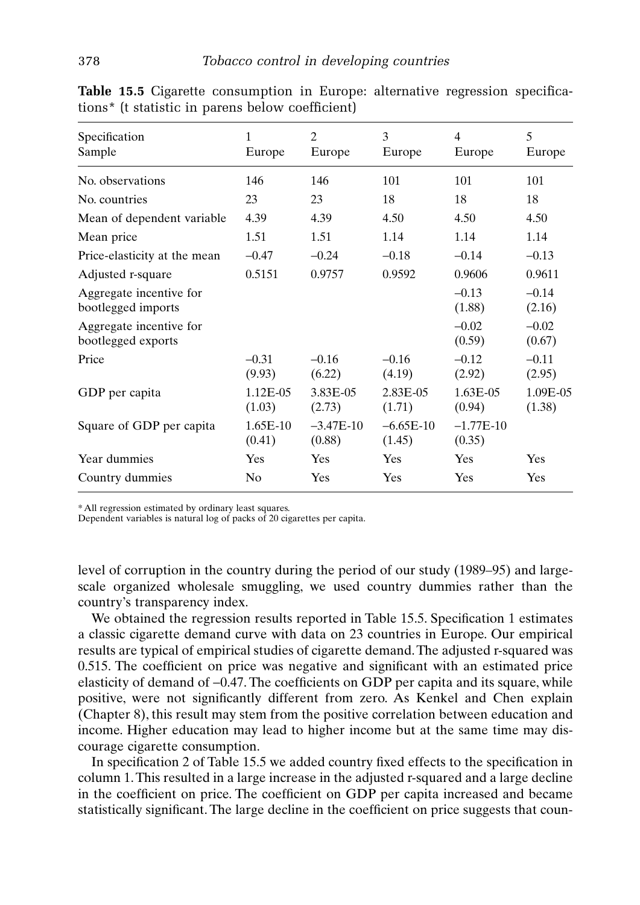**Table 15.5** Cigarette consumption in Europe: alternative regression specifications* (t statistic in parens below coefficient)

| Specification<br>Sample | 1<br>Europe | 2<br>Europe | 3<br>Europe | 4<br>Europe | 5<br>Europe |
|---|---|---|---|---|---|
| No. observations | 146 | 146 | 101 | 101 | 101 |
| No. countries | 23 | 23 | 18 | 18 | 18 |
| Mean of dependent variable | 4.39 | 4.39 | 4.50 | 4.50 | 4.50 |
| Mean price | 1.51 | 1.51 | 1.14 | 1.14 | 1.14 |
| Price-elasticity at the mean | –0.47 | –0.24 | –0.18 | –0.14 | –0.13 |
| Adjusted r-square | 0.5151 | 0.9757 | 0.9592 | 0.9606 | 0.9611 |
| Aggregate incentive for bootlegged imports | | | | –0.13<br>(1.88) | –0.14<br>(2.16) |
| Aggregate incentive for bootlegged exports | | | | –0.02<br>(0.59) | –0.02<br>(0.67) |
| Price | –0.31<br>(9.93) | –0.16<br>(6.22) | –0.16<br>(4.19) | –0.12<br>(2.92) | –0.11<br>(2.95) |
| GDP per capita | 1.12E-05<br>(1.03) | 3.83E-05<br>(2.73) | 2.83E-05<br>(1.71) | 1.63E-05<br>(0.94) | 1.09E-05<br>(1.38) |
| Square of GDP per capita | 1.65E-10<br>(0.41) | –3.47E-10<br>(0.88) | –6.65E-10<br>(1.45) | –1.77E-10<br>(0.35) | |
| Year dummies | Yes | Yes | Yes | Yes | Yes |
| Country dummies | No | Yes | Yes | Yes | Yes |

* All regression estimated by ordinary least squares.
Dependent variables is natural log of packs of 20 cigarettes per capita.

level of corruption in the country during the period of our study (1989–95) and large-scale organized wholesale smuggling, we used country dummies rather than the country's transparency index.

We obtained the regression results reported in Table 15.5. Specification 1 estimates a classic cigarette demand curve with data on 23 countries in Europe. Our empirical results are typical of empirical studies of cigarette demand. The adjusted r-squared was 0.515. The coefficient on price was negative and significant with an estimated price elasticity of demand of –0.47. The coefficients on GDP per capita and its square, while positive, were not significantly different from zero. As Kenkel and Chen explain (Chapter 8), this result may stem from the positive correlation between education and income. Higher education may lead to higher income but at the same time may discourage cigarette consumption.

In specification 2 of Table 15.5 we added country fixed effects to the specification in column 1. This resulted in a large increase in the adjusted r-squared and a large decline in the coefficient on price. The coefficient on GDP per capita increased and became statistically significant. The large decline in the coefficient on price suggests that coun-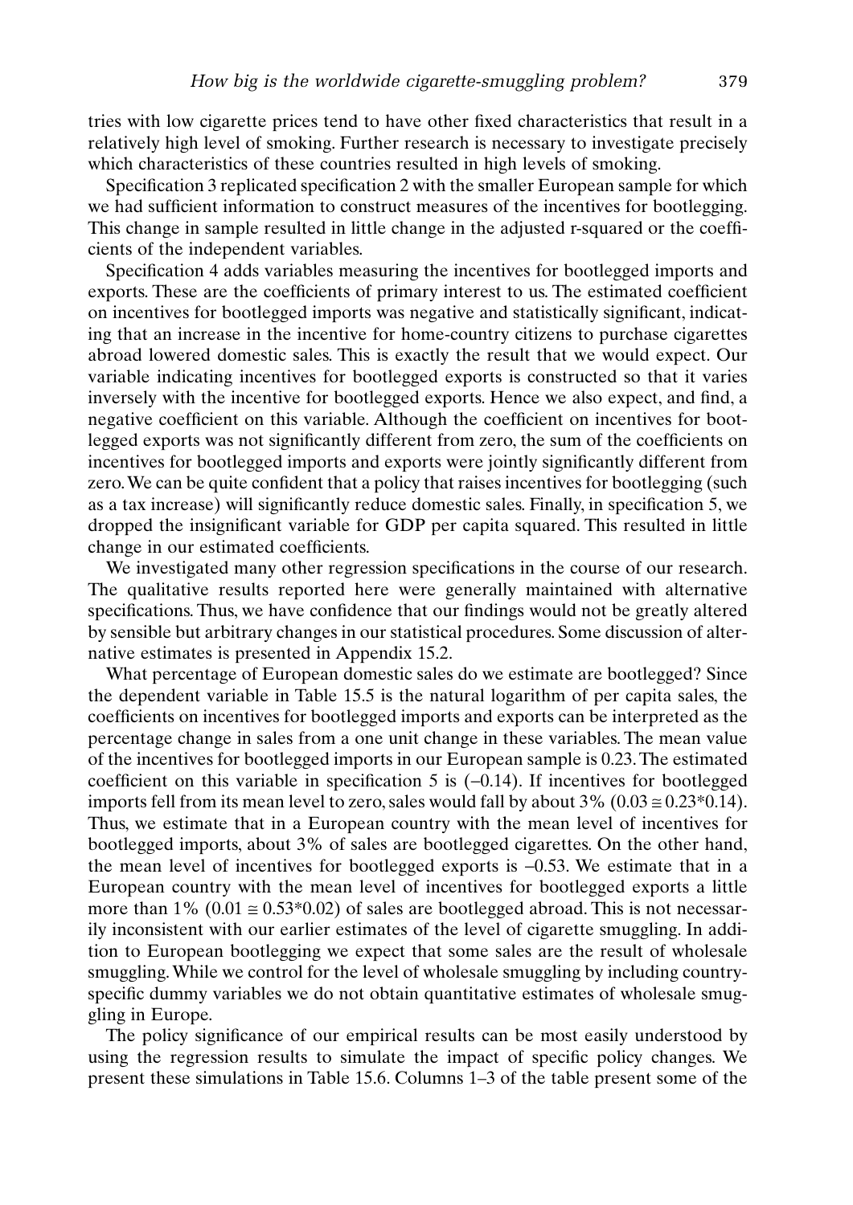tries with low cigarette prices tend to have other fixed characteristics that result in a relatively high level of smoking. Further research is necessary to investigate precisely which characteristics of these countries resulted in high levels of smoking.

Specification 3 replicated specification 2 with the smaller European sample for which we had sufficient information to construct measures of the incentives for bootlegging. This change in sample resulted in little change in the adjusted r-squared or the coefficients of the independent variables.

Specification 4 adds variables measuring the incentives for bootlegged imports and exports. These are the coefficients of primary interest to us. The estimated coefficient on incentives for bootlegged imports was negative and statistically significant, indicating that an increase in the incentive for home-country citizens to purchase cigarettes abroad lowered domestic sales. This is exactly the result that we would expect. Our variable indicating incentives for bootlegged exports is constructed so that it varies inversely with the incentive for bootlegged exports. Hence we also expect, and find, a negative coefficient on this variable. Although the coefficient on incentives for bootlegged exports was not significantly different from zero, the sum of the coefficients on incentives for bootlegged imports and exports were jointly significantly different from zero. We can be quite confident that a policy that raises incentives for bootlegging (such as a tax increase) will significantly reduce domestic sales. Finally, in specification 5, we dropped the insignificant variable for GDP per capita squared. This resulted in little change in our estimated coefficients.

We investigated many other regression specifications in the course of our research. The qualitative results reported here were generally maintained with alternative specifications. Thus, we have confidence that our findings would not be greatly altered by sensible but arbitrary changes in our statistical procedures. Some discussion of alternative estimates is presented in Appendix 15.2.

What percentage of European domestic sales do we estimate are bootlegged? Since the dependent variable in Table 15.5 is the natural logarithm of per capita sales, the coefficients on incentives for bootlegged imports and exports can be interpreted as the percentage change in sales from a one unit change in these variables. The mean value of the incentives for bootlegged imports in our European sample is 0.23. The estimated coefficient on this variable in specification 5 is (–0.14). If incentives for bootlegged imports fell from its mean level to zero, sales would fall by about 3% ($0.03 \cong 0.23 * 0.14$). Thus, we estimate that in a European country with the mean level of incentives for bootlegged imports, about 3% of sales are bootlegged cigarettes. On the other hand, the mean level of incentives for bootlegged exports is –0.53. We estimate that in a European country with the mean level of incentives for bootlegged exports a little more than 1% ($0.01 \cong 0.53 * 0.02$) of sales are bootlegged abroad. This is not necessarily inconsistent with our earlier estimates of the level of cigarette smuggling. In addition to European bootlegging we expect that some sales are the result of wholesale smuggling. While we control for the level of wholesale smuggling by including country-specific dummy variables we do not obtain quantitative estimates of wholesale smuggling in Europe.

The policy significance of our empirical results can be most easily understood by using the regression results to simulate the impact of specific policy changes. We present these simulations in Table 15.6. Columns 1–3 of the table present some of the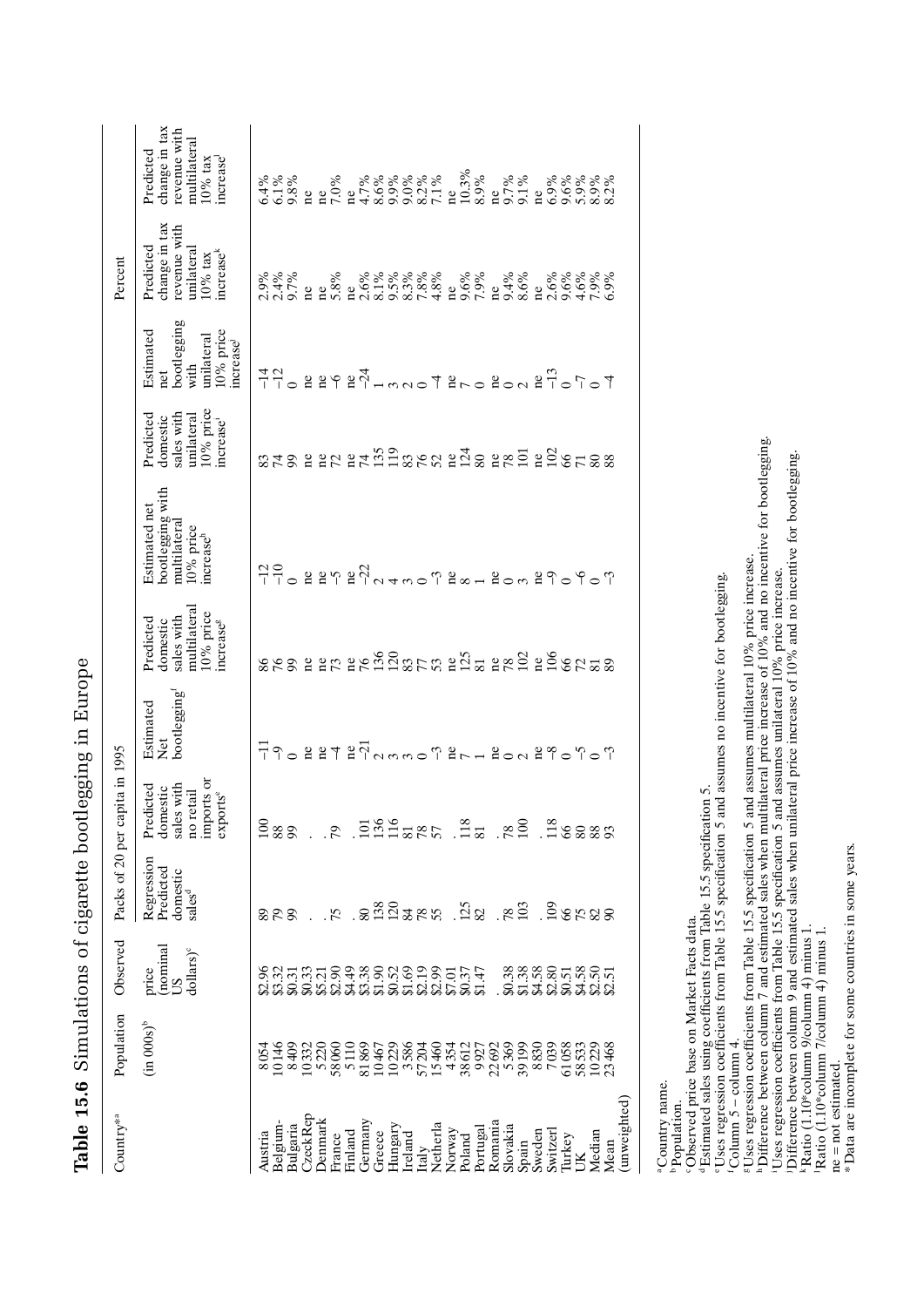**Table 15.6** Simulations of cigarette bootlegging in Europe

| Country*[a] | Population | Observed | Packs of 20 per capita in 1995 | | | | | | | Percent | |
|---|---|---|---|---|---|---|---|---|---|---|---|
| | (in 000s)[b] | price (nominal US dollars)[c] | Regression Predicted domestic sales[d] | Predicted domestic sales with no retail imports or exports[e] | Estimated Net bootlegging[f] | Predicted domestic sales with multilateral 10% price increase[g] | Estimated net bootlegging with multilateral 10% price increase[h] | Predicted domestic sales with unilateral 10% price increase[i] | Estimated net bootlegging with unilateral 10% price increase[j] | Predicted change in tax revenue with unilateral 10% tax increase[k] | Predicted change in tax revenue with multilateral 10% tax increase[l] |
| Austria | 8054 | $2.96 | 89 | 100 | −11 | 86 | −12 | 83 | −14 | 2.9% | 6.4% |
| Belgium- | 10146 | $3.32 | 79 | 88 | −9 | 76 | −10 | 74 | −12 | 2.4% | 6.1% |
| Bulgaria | 8409 | $0.31 | 99 | 99 | 0 | 99 | 0 | 99 | 0 | 9.7% | 9.8% |
| CzeckRep | 10332 | $0.33 | . | . | ne | ne | ne | ne | ne | ne | ne |
| Denmark | 5220 | $5.21 | . | . | ne | ne | ne | ne | ne | ne | ne |
| France | 58060 | $2.90 | 75 | 79 | −4 | 73 | −5 | 72 | −6 | 5.8% | 7.0% |
| Finland | 5110 | $4.49 | . | . | ne | ne | ne | ne | ne | ne | ne |
| Germany | 81869 | $3.38 | 80 | 101 | −21 | 76 | −22 | 74 | −24 | 2.6% | 4.7% |
| Greece | 10467 | $1.90 | 138 | 136 | 2 | 136 | 2 | 135 | 1 | 8.1% | 8.6% |
| Hungary | 10229 | $0.52 | 120 | 116 | 3 | 120 | 4 | 119 | 3 | 9.5% | 9.9% |
| Ireland | 3586 | $1.69 | 84 | 81 | 3 | 83 | 3 | 83 | 2 | 8.3% | 9.0% |
| Italy | 57204 | $2.19 | 78 | 78 | 0 | 77 | 0 | 76 | 0 | 7.8% | 8.2% |
| Netherla | 15460 | $2.99 | 55 | 57 | −3 | 53 | −3 | 52 | −4 | 4.8% | 7.1% |
| Norway | 4354 | $7.01 | . | . | ne | ne | ne | ne | ne | ne | ne |
| Poland | 38612 | $0.37 | 125 | 118 | 7 | 125 | 8 | 124 | 7 | 9.6% | 10.3% |
| Portugal | 9927 | $1.47 | 82 | 81 | 1 | 81 | 1 | 80 | 0 | 7.9% | 8.9% |
| Romania | 22692 | . | . | . | ne | ne | ne | ne | ne | ne | ne |
| Slovakia | 5369 | $0.38 | 78 | 78 | 0 | 78 | 0 | 78 | 0 | 9.4% | 9.7% |
| Spain | 39199 | $1.38 | 103 | 100 | 2 | 102 | 3 | 101 | 2 | 8.6% | 9.1% |
| Sweden | 8830 | $4.58 | . | . | ne | ne | ne | ne | ne | ne | ne |
| Switzerl | 7039 | $2.80 | 109 | 118 | −8 | 106 | −9 | 102 | −13 | 2.6% | 6.9% |
| Turkey | 61058 | $0.51 | 66 | 66 | 0 | 66 | 0 | 66 | 0 | 9.6% | 9.6% |
| UK | 58533 | $4.58 | 75 | 80 | −5 | 72 | −6 | 71 | −7 | 4.6% | 5.9% |
| Median | 10229 | $2.50 | 82 | 88 | 0 | 81 | 0 | 80 | 0 | 7.9% | 8.9% |
| Mean (unweighted) | 23468 | $2.51 | 90 | 93 | −3 | 89 | −3 | 88 | −4 | 6.9% | 8.2% |

[a]Country name.
[b]Population.
[c]Observed price base on Market Facts data.
[d]Estimated sales using coefficients from Table 15.5 specification 5.
[e]Uses regression coefficients from Table 15.5 specification 5 and assumes no incentive for bootlegging.
[f]Column 5 – column 4.
[g]Uses regression coefficients from Table 15.5 specification 5 and assumes multilateral 10% price increase.
[h]Difference between column 7 and estimated sales when multilateral price increase of 10% and no incentive for bootlegging.
[i]Uses regression coefficients from Table 15.5 specification 5 and assumes unilateral 10% price increase.
[j]Difference between column 9 and estimated sales when unilateral price increase of 10% and no incentive for bootlegging.
[k]Ratio (1.10*column 9/column 4) minus 1.
[l]Ratio (1.10*column 7/column 4) minus 1.
ne = not estimated.
* Data are incomplete for some countries in some years.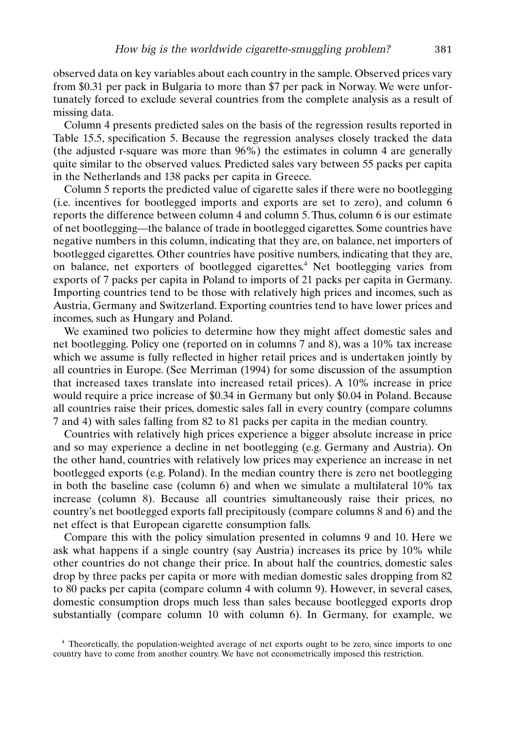observed data on key variables about each country in the sample. Observed prices vary from \$0.31 per pack in Bulgaria to more than \$7 per pack in Norway. We were unfortunately forced to exclude several countries from the complete analysis as a result of missing data.

Column 4 presents predicted sales on the basis of the regression results reported in Table 15.5, specification 5. Because the regression analyses closely tracked the data (the adjusted r-square was more than 96%) the estimates in column 4 are generally quite similar to the observed values. Predicted sales vary between 55 packs per capita in the Netherlands and 138 packs per capita in Greece.

Column 5 reports the predicted value of cigarette sales if there were no bootlegging (i.e. incentives for bootlegged imports and exports are set to zero), and column 6 reports the difference between column 4 and column 5. Thus, column 6 is our estimate of net bootlegging—the balance of trade in bootlegged cigarettes. Some countries have negative numbers in this column, indicating that they are, on balance, net importers of bootlegged cigarettes. Other countries have positive numbers, indicating that they are, on balance, net exporters of bootlegged cigarettes.[4] Net bootlegging varies from exports of 7 packs per capita in Poland to imports of 21 packs per capita in Germany. Importing countries tend to be those with relatively high prices and incomes, such as Austria, Germany and Switzerland. Exporting countries tend to have lower prices and incomes, such as Hungary and Poland.

We examined two policies to determine how they might affect domestic sales and net bootlegging. Policy one (reported on in columns 7 and 8), was a 10% tax increase which we assume is fully reflected in higher retail prices and is undertaken jointly by all countries in Europe. (See Merriman (1994) for some discussion of the assumption that increased taxes translate into increased retail prices). A 10% increase in price would require a price increase of \$0.34 in Germany but only \$0.04 in Poland. Because all countries raise their prices, domestic sales fall in every country (compare columns 7 and 4) with sales falling from 82 to 81 packs per capita in the median country.

Countries with relatively high prices experience a bigger absolute increase in price and so may experience a decline in net bootlegging (e.g. Germany and Austria). On the other hand, countries with relatively low prices may experience an increase in net bootlegged exports (e.g. Poland). In the median country there is zero net bootlegging in both the baseline case (column 6) and when we simulate a multilateral 10% tax increase (column 8). Because all countries simultaneously raise their prices, no country's net bootlegged exports fall precipitously (compare columns 8 and 6) and the net effect is that European cigarette consumption falls.

Compare this with the policy simulation presented in columns 9 and 10. Here we ask what happens if a single country (say Austria) increases its price by 10% while other countries do not change their price. In about half the countries, domestic sales drop by three packs per capita or more with median domestic sales dropping from 82 to 80 packs per capita (compare column 4 with column 9). However, in several cases, domestic consumption drops much less than sales because bootlegged exports drop substantially (compare column 10 with column 6). In Germany, for example, we

[4] Theoretically, the population-weighted average of net exports ought to be zero, since imports to one country have to come from another country. We have not econometrically imposed this restriction.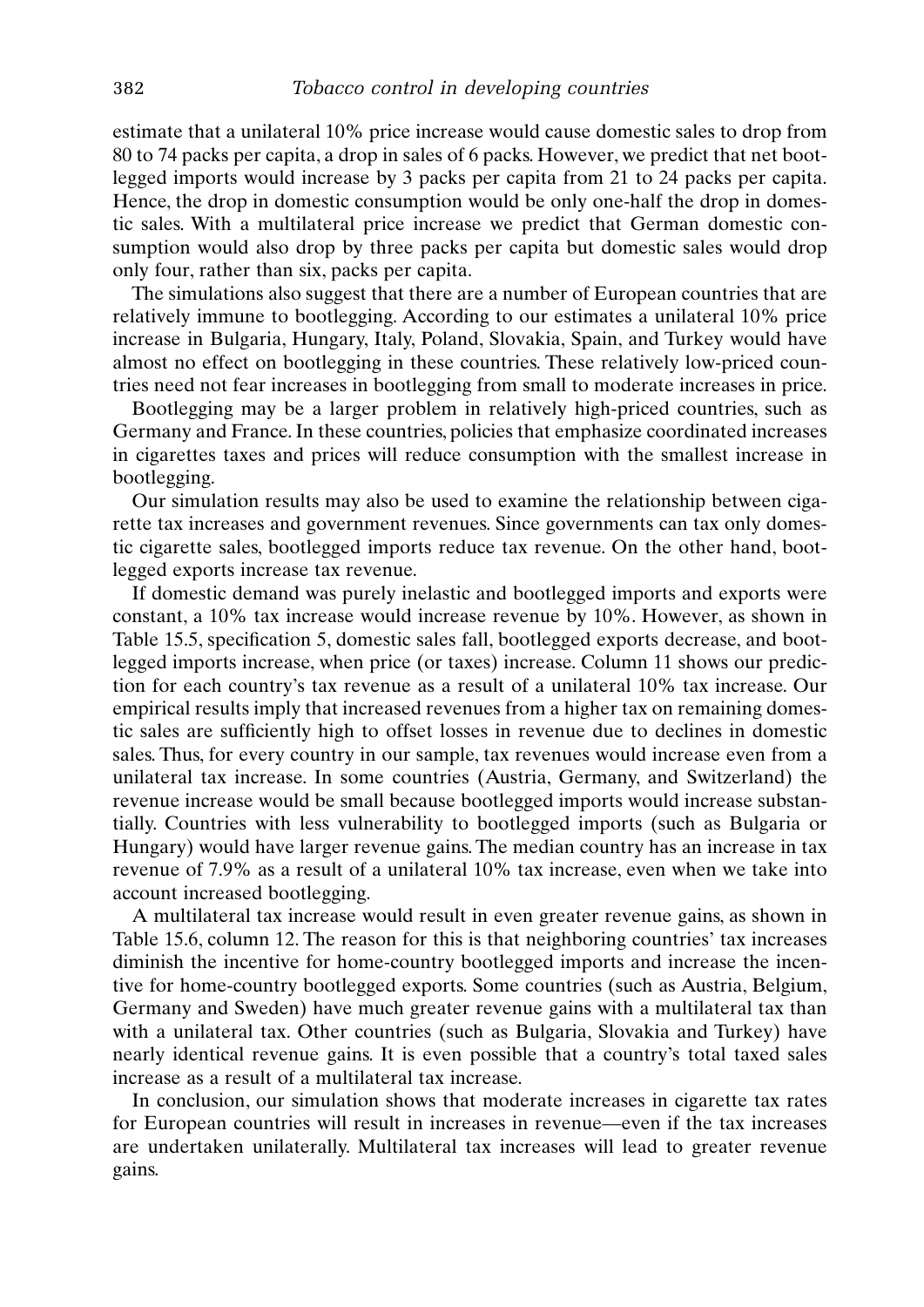estimate that a unilateral 10% price increase would cause domestic sales to drop from 80 to 74 packs per capita, a drop in sales of 6 packs. However, we predict that net bootlegged imports would increase by 3 packs per capita from 21 to 24 packs per capita. Hence, the drop in domestic consumption would be only one-half the drop in domestic sales. With a multilateral price increase we predict that German domestic consumption would also drop by three packs per capita but domestic sales would drop only four, rather than six, packs per capita.

The simulations also suggest that there are a number of European countries that are relatively immune to bootlegging. According to our estimates a unilateral 10% price increase in Bulgaria, Hungary, Italy, Poland, Slovakia, Spain, and Turkey would have almost no effect on bootlegging in these countries. These relatively low-priced countries need not fear increases in bootlegging from small to moderate increases in price.

Bootlegging may be a larger problem in relatively high-priced countries, such as Germany and France. In these countries, policies that emphasize coordinated increases in cigarettes taxes and prices will reduce consumption with the smallest increase in bootlegging.

Our simulation results may also be used to examine the relationship between cigarette tax increases and government revenues. Since governments can tax only domestic cigarette sales, bootlegged imports reduce tax revenue. On the other hand, bootlegged exports increase tax revenue.

If domestic demand was purely inelastic and bootlegged imports and exports were constant, a 10% tax increase would increase revenue by 10%. However, as shown in Table 15.5, specification 5, domestic sales fall, bootlegged exports decrease, and bootlegged imports increase, when price (or taxes) increase. Column 11 shows our prediction for each country's tax revenue as a result of a unilateral 10% tax increase. Our empirical results imply that increased revenues from a higher tax on remaining domestic sales are sufficiently high to offset losses in revenue due to declines in domestic sales. Thus, for every country in our sample, tax revenues would increase even from a unilateral tax increase. In some countries (Austria, Germany, and Switzerland) the revenue increase would be small because bootlegged imports would increase substantially. Countries with less vulnerability to bootlegged imports (such as Bulgaria or Hungary) would have larger revenue gains. The median country has an increase in tax revenue of 7.9% as a result of a unilateral 10% tax increase, even when we take into account increased bootlegging.

A multilateral tax increase would result in even greater revenue gains, as shown in Table 15.6, column 12. The reason for this is that neighboring countries' tax increases diminish the incentive for home-country bootlegged imports and increase the incentive for home-country bootlegged exports. Some countries (such as Austria, Belgium, Germany and Sweden) have much greater revenue gains with a multilateral tax than with a unilateral tax. Other countries (such as Bulgaria, Slovakia and Turkey) have nearly identical revenue gains. It is even possible that a country's total taxed sales increase as a result of a multilateral tax increase.

In conclusion, our simulation shows that moderate increases in cigarette tax rates for European countries will result in increases in revenue—even if the tax increases are undertaken unilaterally. Multilateral tax increases will lead to greater revenue gains.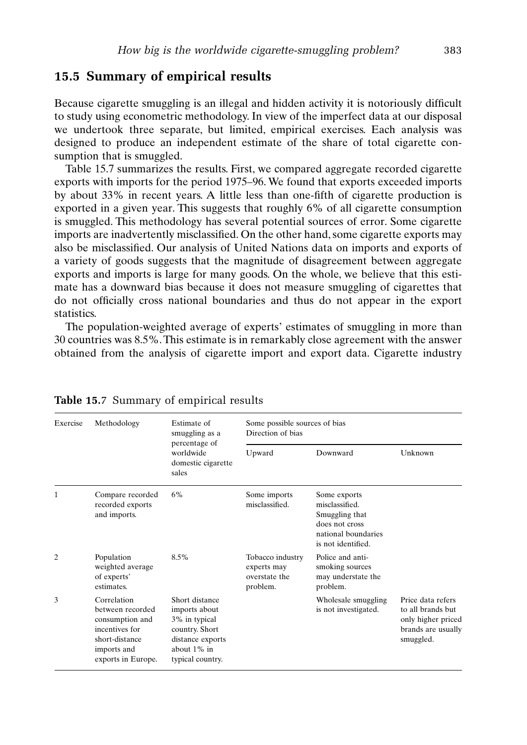## 15.5 Summary of empirical results

Because cigarette smuggling is an illegal and hidden activity it is notoriously difficult to study using econometric methodology. In view of the imperfect data at our disposal we undertook three separate, but limited, empirical exercises. Each analysis was designed to produce an independent estimate of the share of total cigarette consumption that is smuggled.

Table 15.7 summarizes the results. First, we compared aggregate recorded cigarette exports with imports for the period 1975–96. We found that exports exceeded imports by about 33% in recent years. A little less than one-fifth of cigarette production is exported in a given year. This suggests that roughly 6% of all cigarette consumption is smuggled. This methodology has several potential sources of error. Some cigarette imports are inadvertently misclassified. On the other hand, some cigarette exports may also be misclassified. Our analysis of United Nations data on imports and exports of a variety of goods suggests that the magnitude of disagreement between aggregate exports and imports is large for many goods. On the whole, we believe that this estimate has a downward bias because it does not measure smuggling of cigarettes that do not officially cross national boundaries and thus do not appear in the export statistics.

The population-weighted average of experts' estimates of smuggling in more than 30 countries was 8.5%. This estimate is in remarkably close agreement with the answer obtained from the analysis of cigarette import and export data. Cigarette industry

**Table 15.7** Summary of empirical results

| Exercise | Methodology | Estimate of smuggling as a percentage of worldwide domestic cigarette sales | Some possible sources of bias Direction of bias | | |
|---|---|---|---|---|---|
| | | | Upward | Downward | Unknown |
| 1 | Compare recorded recorded exports and imports. | 6% | Some imports misclassified. | Some exports misclassified. Smuggling that does not cross national boundaries is not identified. | |
| 2 | Population weighted average of experts' estimates. | 8.5% | Tobacco industry experts may overstate the problem. | Police and anti-smoking sources may understate the problem. | |
| 3 | Correlation between recorded consumption and incentives for short-distance imports and exports in Europe. | Short distance imports about 3% in typical country. Short distance exports about 1% in typical country. | | Wholesale smuggling is not investigated. | Price data refers to all brands but only higher priced brands are usually smuggled. |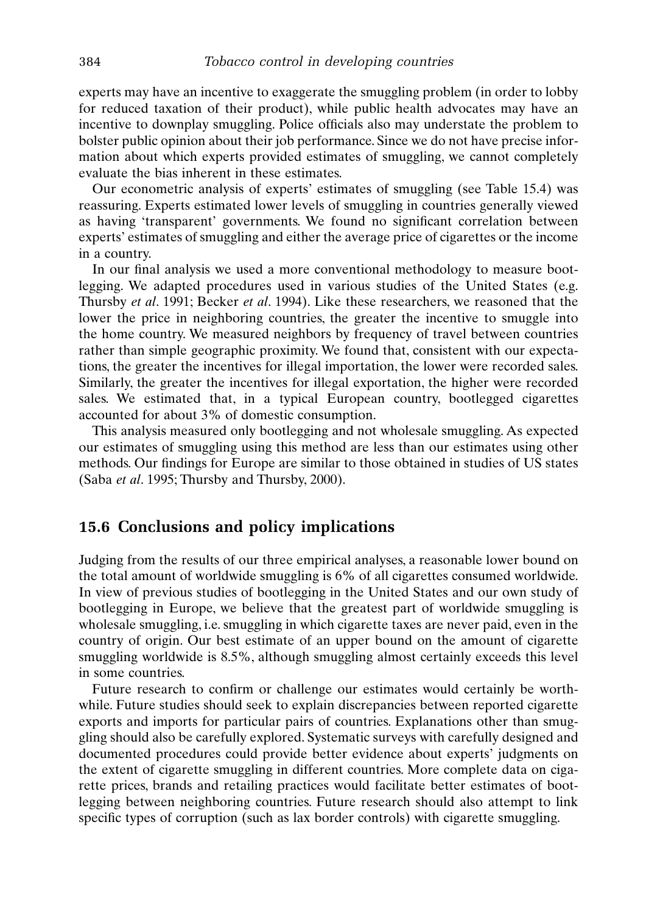experts may have an incentive to exaggerate the smuggling problem (in order to lobby for reduced taxation of their product), while public health advocates may have an incentive to downplay smuggling. Police officials also may understate the problem to bolster public opinion about their job performance. Since we do not have precise information about which experts provided estimates of smuggling, we cannot completely evaluate the bias inherent in these estimates.

Our econometric analysis of experts' estimates of smuggling (see Table 15.4) was reassuring. Experts estimated lower levels of smuggling in countries generally viewed as having 'transparent' governments. We found no significant correlation between experts' estimates of smuggling and either the average price of cigarettes or the income in a country.

In our final analysis we used a more conventional methodology to measure bootlegging. We adapted procedures used in various studies of the United States (e.g. Thursby *et al*. 1991; Becker *et al*. 1994). Like these researchers, we reasoned that the lower the price in neighboring countries, the greater the incentive to smuggle into the home country. We measured neighbors by frequency of travel between countries rather than simple geographic proximity. We found that, consistent with our expectations, the greater the incentives for illegal importation, the lower were recorded sales. Similarly, the greater the incentives for illegal exportation, the higher were recorded sales. We estimated that, in a typical European country, bootlegged cigarettes accounted for about 3% of domestic consumption.

This analysis measured only bootlegging and not wholesale smuggling. As expected our estimates of smuggling using this method are less than our estimates using other methods. Our findings for Europe are similar to those obtained in studies of US states (Saba *et al*. 1995; Thursby and Thursby, 2000).

## 15.6 Conclusions and policy implications

Judging from the results of our three empirical analyses, a reasonable lower bound on the total amount of worldwide smuggling is 6% of all cigarettes consumed worldwide. In view of previous studies of bootlegging in the United States and our own study of bootlegging in Europe, we believe that the greatest part of worldwide smuggling is wholesale smuggling, i.e. smuggling in which cigarette taxes are never paid, even in the country of origin. Our best estimate of an upper bound on the amount of cigarette smuggling worldwide is 8.5%, although smuggling almost certainly exceeds this level in some countries.

Future research to confirm or challenge our estimates would certainly be worthwhile. Future studies should seek to explain discrepancies between reported cigarette exports and imports for particular pairs of countries. Explanations other than smuggling should also be carefully explored. Systematic surveys with carefully designed and documented procedures could provide better evidence about experts' judgments on the extent of cigarette smuggling in different countries. More complete data on cigarette prices, brands and retailing practices would facilitate better estimates of bootlegging between neighboring countries. Future research should also attempt to link specific types of corruption (such as lax border controls) with cigarette smuggling.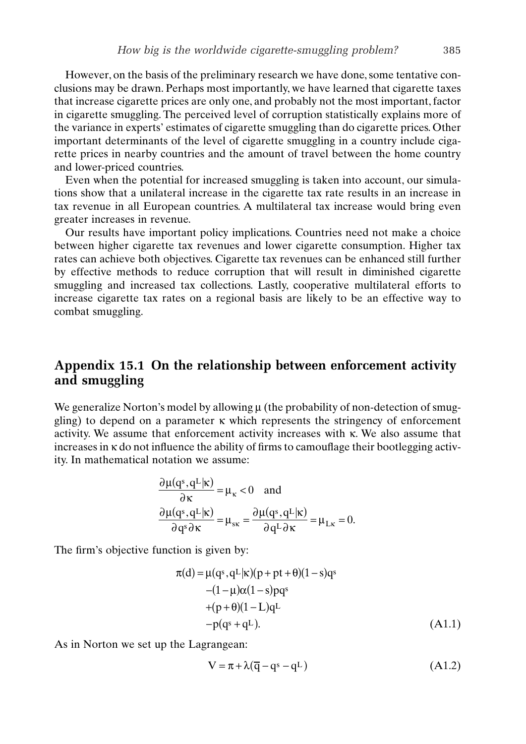However, on the basis of the preliminary research we have done, some tentative conclusions may be drawn. Perhaps most importantly, we have learned that cigarette taxes that increase cigarette prices are only one, and probably not the most important, factor in cigarette smuggling. The perceived level of corruption statistically explains more of the variance in experts' estimates of cigarette smuggling than do cigarette prices. Other important determinants of the level of cigarette smuggling in a country include cigarette prices in nearby countries and the amount of travel between the home country and lower-priced countries.

Even when the potential for increased smuggling is taken into account, our simulations show that a unilateral increase in the cigarette tax rate results in an increase in tax revenue in all European countries. A multilateral tax increase would bring even greater increases in revenue.

Our results have important policy implications. Countries need not make a choice between higher cigarette tax revenues and lower cigarette consumption. Higher tax rates can achieve both objectives. Cigarette tax revenues can be enhanced still further by effective methods to reduce corruption that will result in diminished cigarette smuggling and increased tax collections. Lastly, cooperative multilateral efforts to increase cigarette tax rates on a regional basis are likely to be an effective way to combat smuggling.

## Appendix 15.1 On the relationship between enforcement activity and smuggling

We generalize Norton's model by allowing $\mu$ (the probability of non-detection of smuggling) to depend on a parameter $\kappa$ which represents the stringency of enforcement activity. We assume that enforcement activity increases with $\kappa$. We also assume that increases in $\kappa$ do not influence the ability of firms to camouflage their bootlegging activity. In mathematical notation we assume:

$$\frac{\partial \mu(q^s, q^L|\kappa)}{\partial \kappa} = \mu_\kappa < 0 \quad \text{and}$$

$$\frac{\partial \mu(q^s, q^L|\kappa)}{\partial q^s \partial \kappa} = \mu_{s\kappa} = \frac{\partial \mu(q^s, q^L|\kappa)}{\partial q^L \partial \kappa} = \mu_{L\kappa} = 0.$$

The firm's objective function is given by:

$$\begin{aligned}\pi(d) = &\ \mu(q^s, q^L|\kappa)(p + pt + \theta)(1 - s)q^s \\ &-(1 - \mu)\alpha(1 - s)pq^s \\ &+(p + \theta)(1 - L)q^L \\ &-p(q^s + q^L).\end{aligned} \tag{A1.1}$$

As in Norton we set up the Lagrangean:

$$V = \pi + \lambda(\overline{q} - q^s - q^L) \tag{A1.2}$$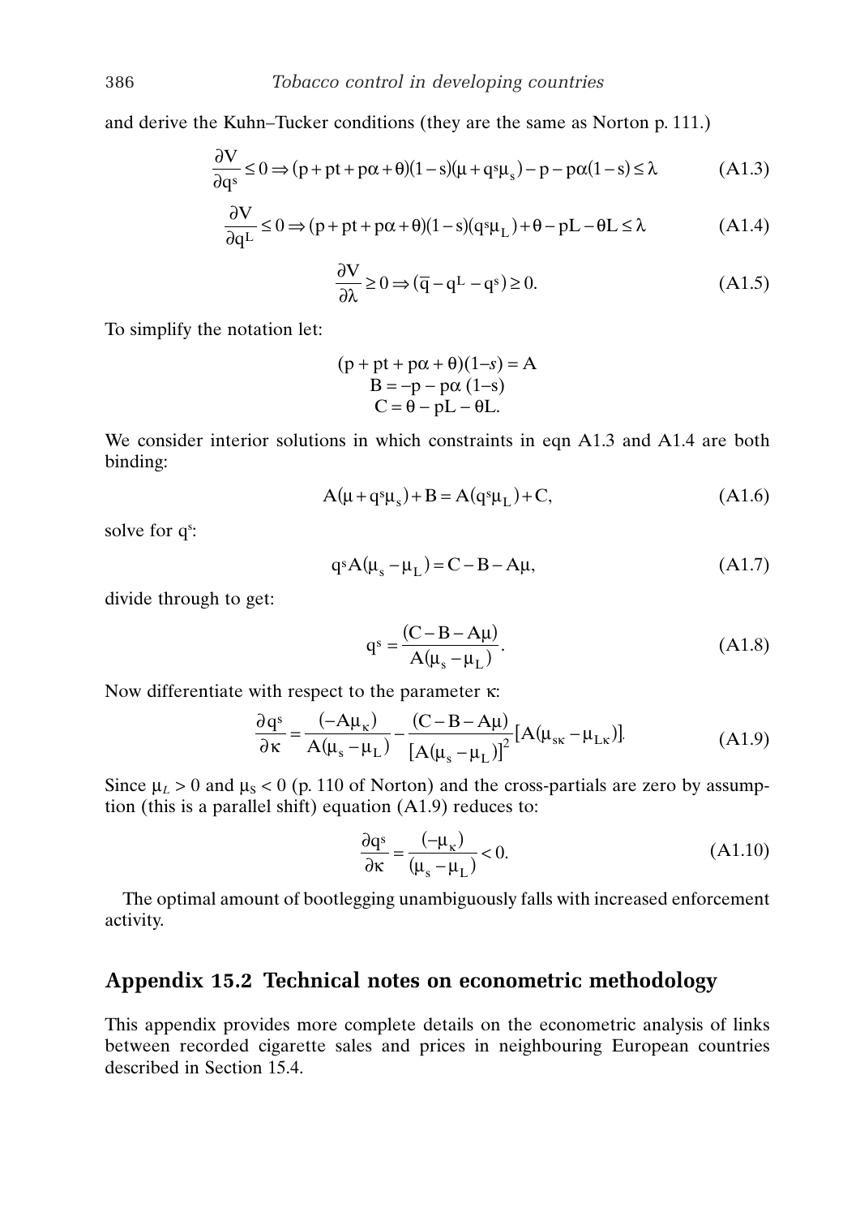and derive the Kuhn–Tucker conditions (they are the same as Norton p. 111.)

$$\frac{\partial V}{\partial q^s} \le 0 \Rightarrow (p + pt + p\alpha + \theta)(1 - s)(\mu + q^s\mu_s) - p - p\alpha(1 - s) \le \lambda \tag{A1.3}$$

$$\frac{\partial V}{\partial q^L} \le 0 \Rightarrow (p + pt + p\alpha + \theta)(1 - s)(q^s\mu_L) + \theta - pL - \theta L \le \lambda \tag{A1.4}$$

$$\frac{\partial V}{\partial \lambda} \ge 0 \Rightarrow (\overline{q} - q^L - q^s) \ge 0. \tag{A1.5}$$

To simplify the notation let:

$$(p + pt + p\alpha + \theta)(1\text{–}s) = A$$
$$B = -p - p\alpha\ (1\text{–}s)$$
$$C = \theta - pL - \theta L.$$

We consider interior solutions in which constraints in eqn A1.3 and A1.4 are both binding:

$$A(\mu + q^s\mu_s) + B = A(q^s\mu_L) + C, \tag{A1.6}$$

solve for $q^s$:

$$q^s A(\mu_s - \mu_L) = C - B - A\mu, \tag{A1.7}$$

divide through to get:

$$q^s = \frac{(C - B - A\mu)}{A(\mu_s - \mu_L)}. \tag{A1.8}$$

Now differentiate with respect to the parameter $\kappa$:

$$\frac{\partial q^s}{\partial \kappa} = \frac{(-A\mu_\kappa)}{A(\mu_s - \mu_L)} - \frac{(C - B - A\mu)}{[A(\mu_s - \mu_L)]^2}[A(\mu_{s\kappa} - \mu_{L\kappa})]. \tag{A1.9}$$

Since $\mu_L > 0$ and $\mu_S < 0$ (p. 110 of Norton) and the cross-partials are zero by assumption (this is a parallel shift) equation (A1.9) reduces to:

$$\frac{\partial q^s}{\partial \kappa} = \frac{(-\mu_\kappa)}{(\mu_s - \mu_L)} < 0. \tag{A1.10}$$

The optimal amount of bootlegging unambiguously falls with increased enforcement activity.

## Appendix 15.2 Technical notes on econometric methodology

This appendix provides more complete details on the econometric analysis of links between recorded cigarette sales and prices in neighbouring European countries described in Section 15.4.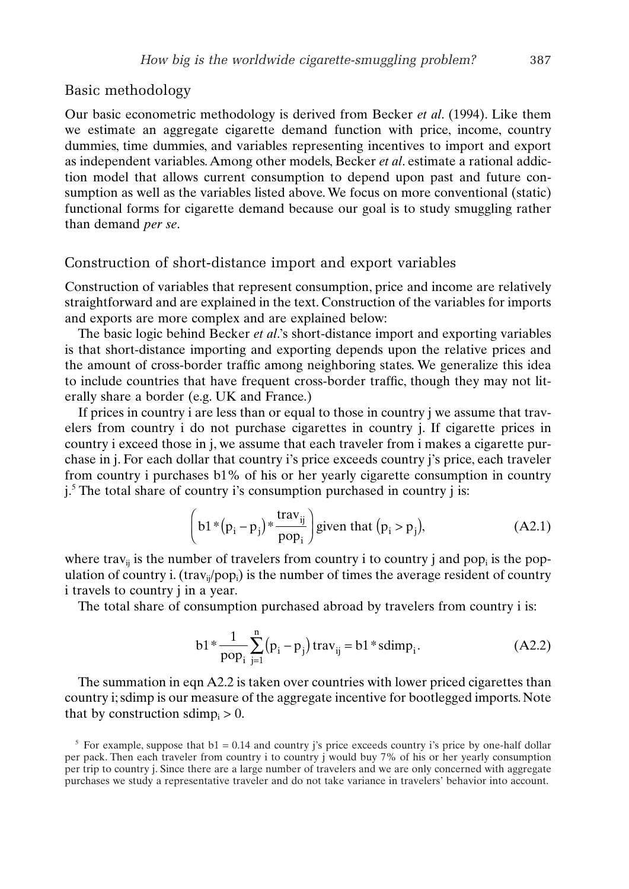## Basic methodology

Our basic econometric methodology is derived from Becker *et al*. (1994). Like them we estimate an aggregate cigarette demand function with price, income, country dummies, time dummies, and variables representing incentives to import and export as independent variables. Among other models, Becker *et al*. estimate a rational addiction model that allows current consumption to depend upon past and future consumption as well as the variables listed above. We focus on more conventional (static) functional forms for cigarette demand because our goal is to study smuggling rather than demand *per se*.

## Construction of short-distance import and export variables

Construction of variables that represent consumption, price and income are relatively straightforward and are explained in the text. Construction of the variables for imports and exports are more complex and are explained below:

The basic logic behind Becker *et al*.'s short-distance import and exporting variables is that short-distance importing and exporting depends upon the relative prices and the amount of cross-border traffic among neighboring states. We generalize this idea to include countries that have frequent cross-border traffic, though they may not literally share a border (e.g. UK and France.)

If prices in country i are less than or equal to those in country j we assume that travelers from country i do not purchase cigarettes in country j. If cigarette prices in country i exceed those in j, we assume that each traveler from i makes a cigarette purchase in j. For each dollar that country i's price exceeds country j's price, each traveler from country i purchases b1% of his or her yearly cigarette consumption in country j.[5] The total share of country i's consumption purchased in country j is:

$$\left( b1 * (p_i - p_j) * \frac{trav_{ij}}{pop_i} \right) \text{given that } (p_i > p_j), \tag{A2.1}$$

where $trav_{ij}$ is the number of travelers from country i to country j and $pop_i$ is the population of country i. ($trav_{ij}/pop_i$) is the number of times the average resident of country i travels to country j in a year.

The total share of consumption purchased abroad by travelers from country i is:

$$b1 * \frac{1}{pop_i} \sum_{j=1}^{n} (p_i - p_j)\, trav_{ij} = b1 * sdimp_i. \tag{A2.2}$$

The summation in eqn A2.2 is taken over countries with lower priced cigarettes than country i; sdimp is our measure of the aggregate incentive for bootlegged imports. Note that by construction $sdimp_i > 0$.

[5] For example, suppose that b1 = 0.14 and country j's price exceeds country i's price by one-half dollar per pack. Then each traveler from country i to country j would buy 7% of his or her yearly consumption per trip to country j. Since there are a large number of travelers and we are only concerned with aggregate purchases we study a representative traveler and do not take variance in travelers' behavior into account.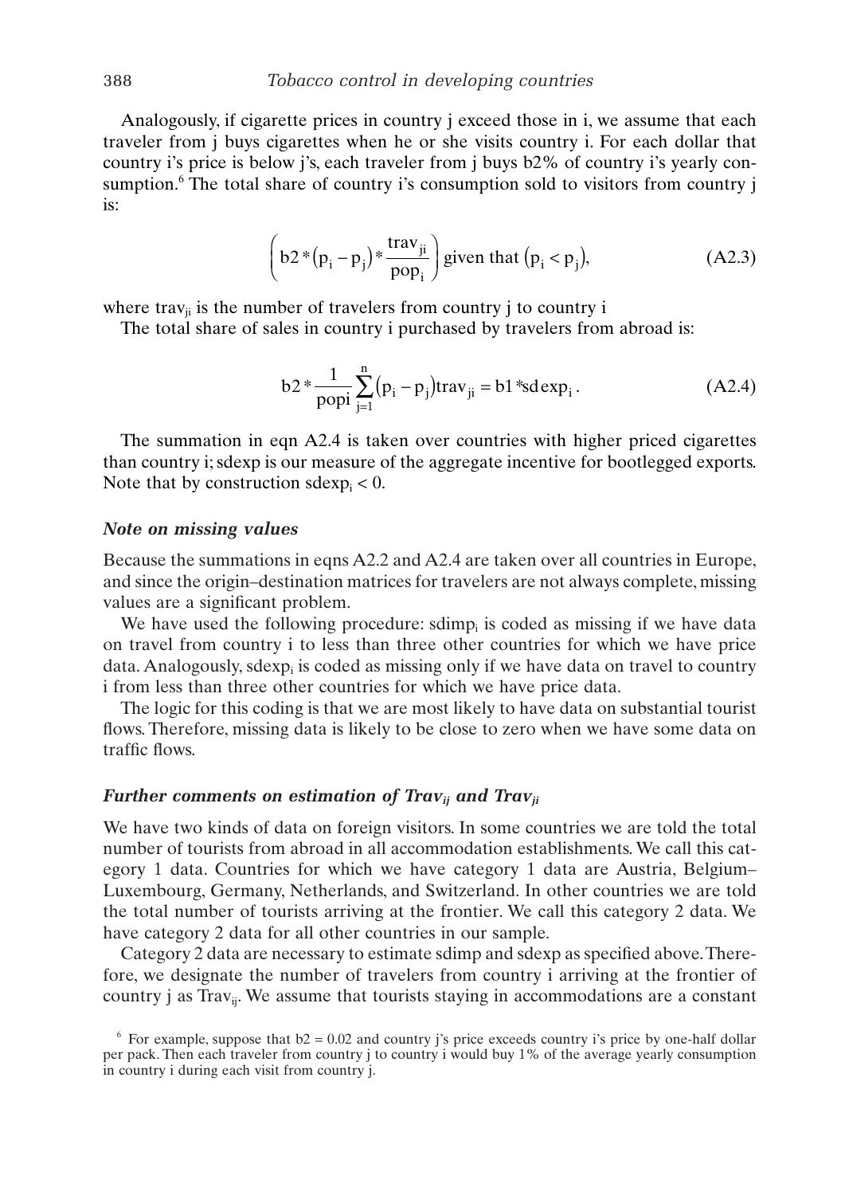Analogously, if cigarette prices in country j exceed those in i, we assume that each traveler from j buys cigarettes when he or she visits country i. For each dollar that country i's price is below j's, each traveler from j buys b2% of country i's yearly consumption.[6] The total share of country i's consumption sold to visitors from country j is:

$$\left( b2 * (p_i - p_j) * \frac{trav_{ji}}{pop_i} \right) \text{given that } (p_i < p_j), \tag{A2.3}$$

where $trav_{ji}$ is the number of travelers from country j to country i

The total share of sales in country i purchased by travelers from abroad is:

$$b2 * \frac{1}{popi} \sum_{j=1}^{n} (p_i - p_j) trav_{ji} = b1 * sdexp_i . \tag{A2.4}$$

The summation in eqn A2.4 is taken over countries with higher priced cigarettes than country i; sdexp is our measure of the aggregate incentive for bootlegged exports. Note that by construction $sdexp_i < 0$.

### *Note on missing values*

Because the summations in eqns A2.2 and A2.4 are taken over all countries in Europe, and since the origin–destination matrices for travelers are not always complete, missing values are a significant problem.

We have used the following procedure: $sdimp_i$ is coded as missing if we have data on travel from country i to less than three other countries for which we have price data. Analogously, $sdexp_i$ is coded as missing only if we have data on travel to country i from less than three other countries for which we have price data.

The logic for this coding is that we are most likely to have data on substantial tourist flows. Therefore, missing data is likely to be close to zero when we have some data on traffic flows.

### *Further comments on estimation of $Trav_{ij}$ and $Trav_{ji}$*

We have two kinds of data on foreign visitors. In some countries we are told the total number of tourists from abroad in all accommodation establishments. We call this category 1 data. Countries for which we have category 1 data are Austria, Belgium–Luxembourg, Germany, Netherlands, and Switzerland. In other countries we are told the total number of tourists arriving at the frontier. We call this category 2 data. We have category 2 data for all other countries in our sample.

Category 2 data are necessary to estimate sdimp and sdexp as specified above. Therefore, we designate the number of travelers from country i arriving at the frontier of country j as $Trav_{ij}$. We assume that tourists staying in accommodations are a constant

[6] For example, suppose that $b2 = 0.02$ and country j's price exceeds country i's price by one-half dollar per pack. Then each traveler from country j to country i would buy 1% of the average yearly consumption in country i during each visit from country j.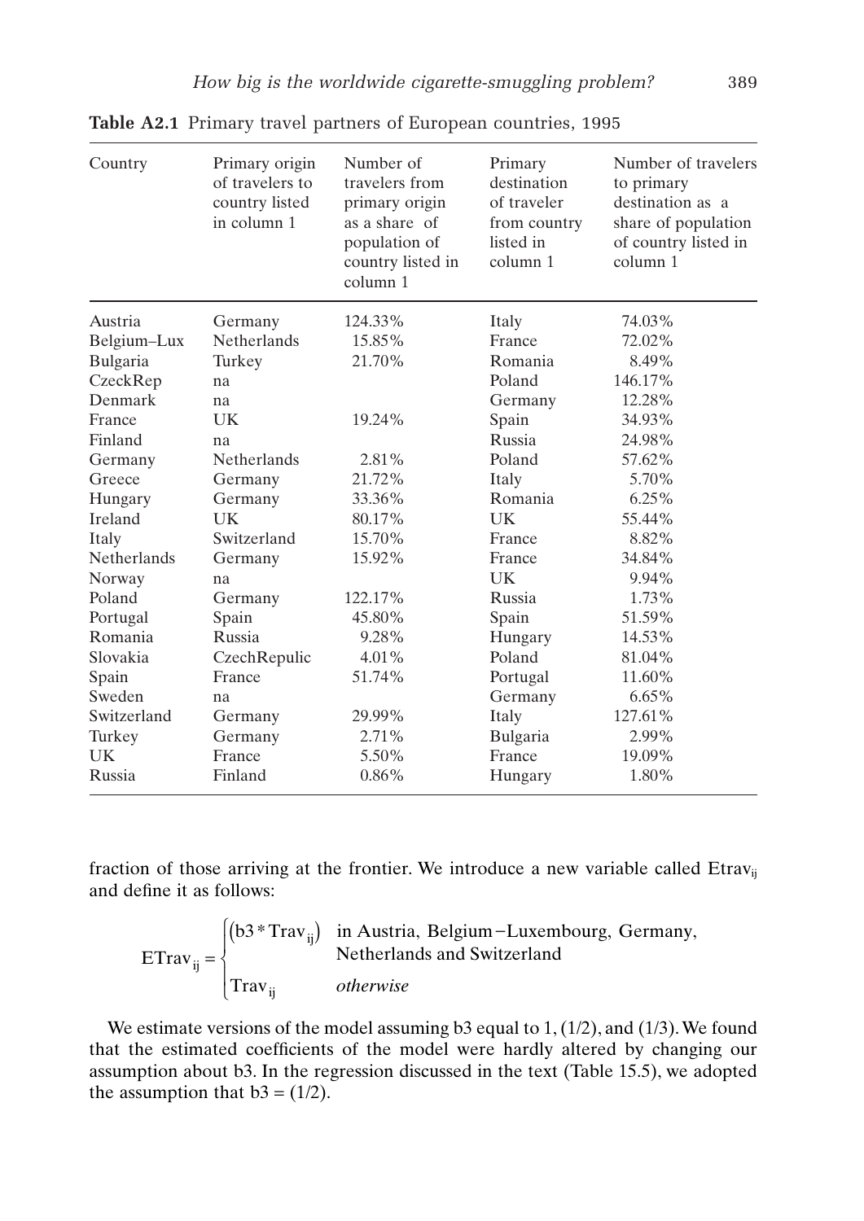**Table A2.1** Primary travel partners of European countries, 1995

| Country | Primary origin of travelers to country listed in column 1 | Number of travelers from primary origin as a share of population of country listed in column 1 | Primary destination of traveler from country listed in column 1 | Number of travelers to primary destination as a share of population of country listed in column 1 |
|---|---|---|---|---|
| Austria | Germany | 124.33% | Italy | 74.03% |
| Belgium–Lux | Netherlands | 15.85% | France | 72.02% |
| Bulgaria | Turkey | 21.70% | Romania | 8.49% |
| CzeckRep | na | | Poland | 146.17% |
| Denmark | na | | Germany | 12.28% |
| France | UK | 19.24% | Spain | 34.93% |
| Finland | na | | Russia | 24.98% |
| Germany | Netherlands | 2.81% | Poland | 57.62% |
| Greece | Germany | 21.72% | Italy | 5.70% |
| Hungary | Germany | 33.36% | Romania | 6.25% |
| Ireland | UK | 80.17% | UK | 55.44% |
| Italy | Switzerland | 15.70% | France | 8.82% |
| Netherlands | Germany | 15.92% | France | 34.84% |
| Norway | na | | UK | 9.94% |
| Poland | Germany | 122.17% | Russia | 1.73% |
| Portugal | Spain | 45.80% | Spain | 51.59% |
| Romania | Russia | 9.28% | Hungary | 14.53% |
| Slovakia | CzechRepulic | 4.01% | Poland | 81.04% |
| Spain | France | 51.74% | Portugal | 11.60% |
| Sweden | na | | Germany | 6.65% |
| Switzerland | Germany | 29.99% | Italy | 127.61% |
| Turkey | Germany | 2.71% | Bulgaria | 2.99% |
| UK | France | 5.50% | France | 19.09% |
| Russia | Finland | 0.86% | Hungary | 1.80% |

fraction of those arriving at the frontier. We introduce a new variable called $\mathrm{Etrav}_{ij}$ and define it as follows:

$$
\mathrm{ETrav}_{ij} = \begin{cases} (b3 * \mathrm{Trav}_{ij}) & \text{in Austria, Belgium–Luxembourg, Germany, Netherlands and Switzerland} \\ \mathrm{Trav}_{ij} & \textit{otherwise} \end{cases}
$$

We estimate versions of the model assuming b3 equal to 1, (1/2), and (1/3). We found that the estimated coefficients of the model were hardly altered by changing our assumption about b3. In the regression discussed in the text (Table 15.5), we adopted the assumption that $b3 = (1/2)$.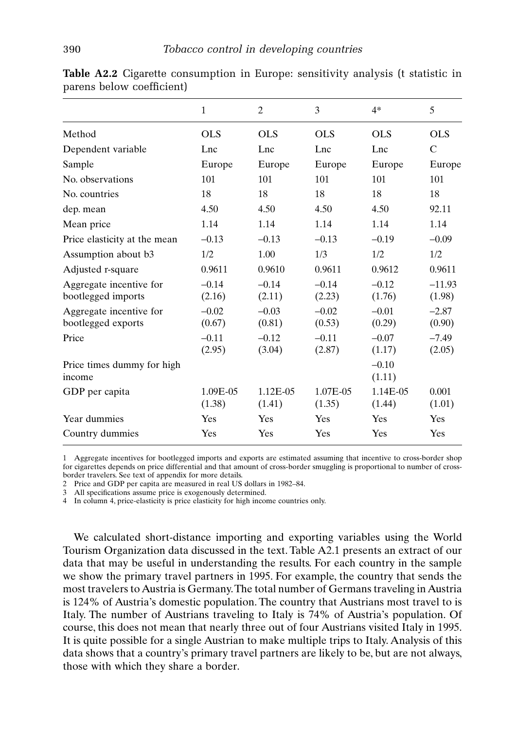**Table A2.2** Cigarette consumption in Europe: sensitivity analysis (t statistic in parens below coefficient)

| | 1 | 2 | 3 | 4* | 5 |
|---|---|---|---|---|---|
| Method | OLS | OLS | OLS | OLS | OLS |
| Dependent variable | Lnc | Lnc | Lnc | Lnc | C |
| Sample | Europe | Europe | Europe | Europe | Europe |
| No. observations | 101 | 101 | 101 | 101 | 101 |
| No. countries | 18 | 18 | 18 | 18 | 18 |
| dep. mean | 4.50 | 4.50 | 4.50 | 4.50 | 92.11 |
| Mean price | 1.14 | 1.14 | 1.14 | 1.14 | 1.14 |
| Price elasticity at the mean | –0.13 | –0.13 | –0.13 | –0.19 | –0.09 |
| Assumption about b3 | 1/2 | 1.00 | 1/3 | 1/2 | 1/2 |
| Adjusted r-square | 0.9611 | 0.9610 | 0.9611 | 0.9612 | 0.9611 |
| Aggregate incentive for bootlegged imports | –0.14 (2.16) | –0.14 (2.11) | –0.14 (2.23) | –0.12 (1.76) | –11.93 (1.98) |
| Aggregate incentive for bootlegged exports | –0.02 (0.67) | –0.03 (0.81) | –0.02 (0.53) | –0.01 (0.29) | –2.87 (0.90) |
| Price | –0.11 (2.95) | –0.12 (3.04) | –0.11 (2.87) | –0.07 (1.17) | –7.49 (2.05) |
| Price times dummy for high income | | | | –0.10 (1.11) | |
| GDP per capita | 1.09E-05 (1.38) | 1.12E-05 (1.41) | 1.07E-05 (1.35) | 1.14E-05 (1.44) | 0.001 (1.01) |
| Year dummies | Yes | Yes | Yes | Yes | Yes |
| Country dummies | Yes | Yes | Yes | Yes | Yes |

1 Aggregate incentives for bootlegged imports and exports are estimated assuming that incentive to cross-border shop for cigarettes depends on price differential and that amount of cross-border smuggling is proportional to number of cross-border travelers. See text of appendix for more details.
2 Price and GDP per capita are measured in real US dollars in 1982–84.
3 All specifications assume price is exogenously determined.
4 In column 4, price-elasticity is price elasticity for high income countries only.

We calculated short-distance importing and exporting variables using the World Tourism Organization data discussed in the text. Table A2.1 presents an extract of our data that may be useful in understanding the results. For each country in the sample we show the primary travel partners in 1995. For example, the country that sends the most travelers to Austria is Germany. The total number of Germans traveling in Austria is 124% of Austria's domestic population. The country that Austrians most travel to is Italy. The number of Austrians traveling to Italy is 74% of Austria's population. Of course, this does not mean that nearly three out of four Austrians visited Italy in 1995. It is quite possible for a single Austrian to make multiple trips to Italy. Analysis of this data shows that a country's primary travel partners are likely to be, but are not always, those with which they share a border.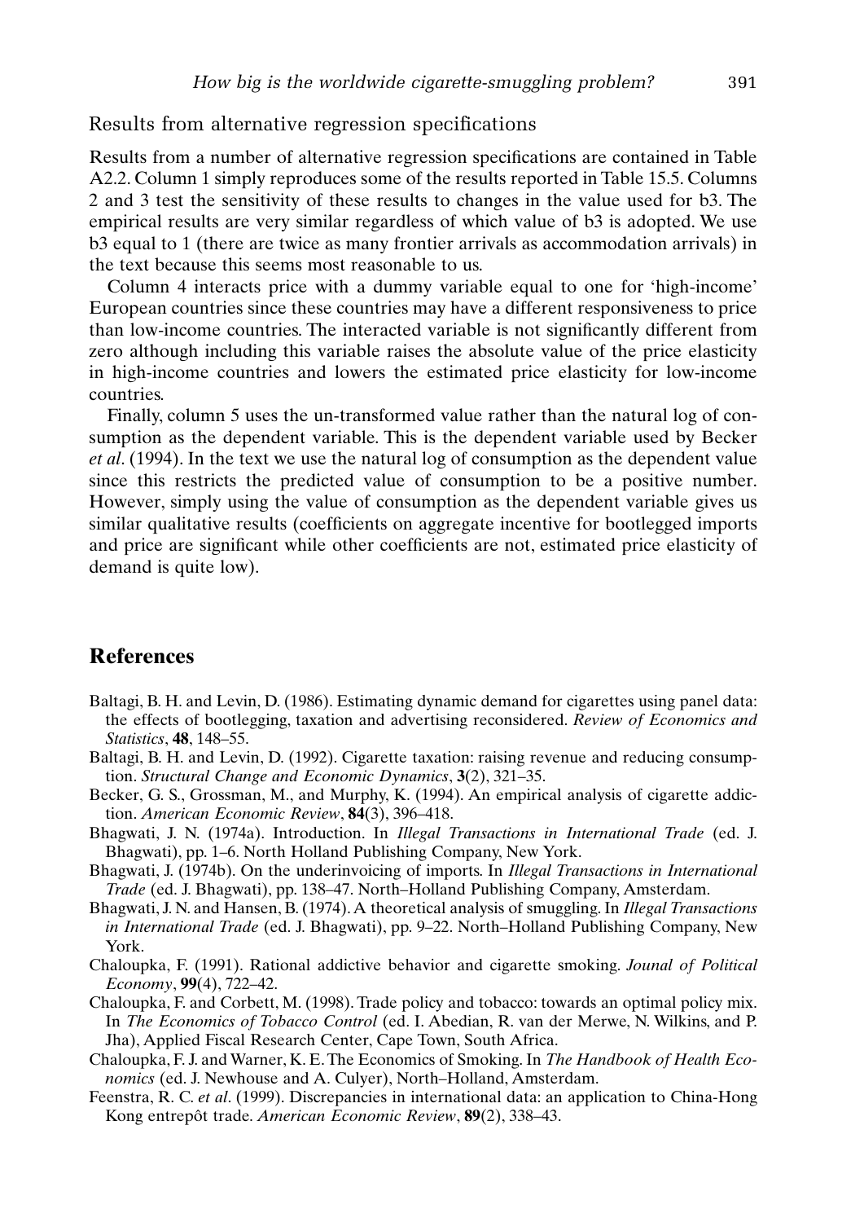### Results from alternative regression specifications

Results from a number of alternative regression specifications are contained in Table A2.2. Column 1 simply reproduces some of the results reported in Table 15.5. Columns 2 and 3 test the sensitivity of these results to changes in the value used for b3. The empirical results are very similar regardless of which value of b3 is adopted. We use b3 equal to 1 (there are twice as many frontier arrivals as accommodation arrivals) in the text because this seems most reasonable to us.

Column 4 interacts price with a dummy variable equal to one for 'high-income' European countries since these countries may have a different responsiveness to price than low-income countries. The interacted variable is not significantly different from zero although including this variable raises the absolute value of the price elasticity in high-income countries and lowers the estimated price elasticity for low-income countries.

Finally, column 5 uses the un-transformed value rather than the natural log of consumption as the dependent variable. This is the dependent variable used by Becker *et al*. (1994). In the text we use the natural log of consumption as the dependent value since this restricts the predicted value of consumption to be a positive number. However, simply using the value of consumption as the dependent variable gives us similar qualitative results (coefficients on aggregate incentive for bootlegged imports and price are significant while other coefficients are not, estimated price elasticity of demand is quite low).

## References

Baltagi, B. H. and Levin, D. (1986). Estimating dynamic demand for cigarettes using panel data: the effects of bootlegging, taxation and advertising reconsidered. *Review of Economics and Statistics*, **48**, 148–55.

Baltagi, B. H. and Levin, D. (1992). Cigarette taxation: raising revenue and reducing consumption. *Structural Change and Economic Dynamics*, **3**(2), 321–35.

Becker, G. S., Grossman, M., and Murphy, K. (1994). An empirical analysis of cigarette addiction. *American Economic Review*, **84**(3), 396–418.

Bhagwati, J. N. (1974a). Introduction. In *Illegal Transactions in International Trade* (ed. J. Bhagwati), pp. 1–6. North Holland Publishing Company, New York.

Bhagwati, J. (1974b). On the underinvoicing of imports. In *Illegal Transactions in International Trade* (ed. J. Bhagwati), pp. 138–47. North–Holland Publishing Company, Amsterdam.

Bhagwati, J. N. and Hansen, B. (1974). A theoretical analysis of smuggling. In *Illegal Transactions in International Trade* (ed. J. Bhagwati), pp. 9–22. North–Holland Publishing Company, New York.

Chaloupka, F. (1991). Rational addictive behavior and cigarette smoking. *Jounal of Political Economy*, **99**(4), 722–42.

Chaloupka, F. and Corbett, M. (1998). Trade policy and tobacco: towards an optimal policy mix. In *The Economics of Tobacco Control* (ed. I. Abedian, R. van der Merwe, N. Wilkins, and P. Jha), Applied Fiscal Research Center, Cape Town, South Africa.

Chaloupka, F. J. and Warner, K. E. The Economics of Smoking. In *The Handbook of Health Economics* (ed. J. Newhouse and A. Culyer), North–Holland, Amsterdam.

Feenstra, R. C. *et al*. (1999). Discrepancies in international data: an application to China-Hong Kong entrepôt trade. *American Economic Review*, **89**(2), 338–43.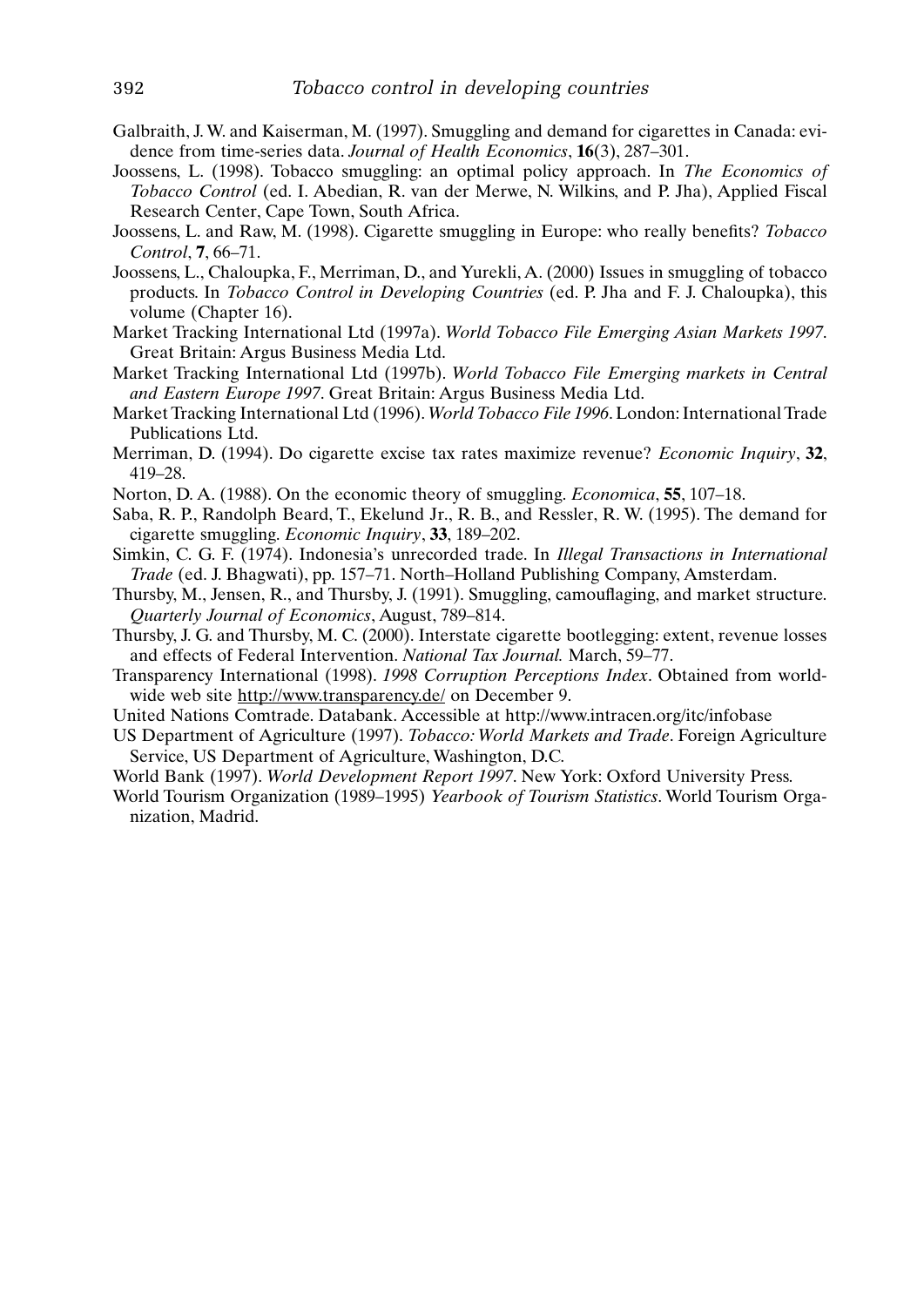Galbraith, J. W. and Kaiserman, M. (1997). Smuggling and demand for cigarettes in Canada: evidence from time-series data. *Journal of Health Economics*, **16**(3), 287–301.

Joossens, L. (1998). Tobacco smuggling: an optimal policy approach. In *The Economics of Tobacco Control* (ed. I. Abedian, R. van der Merwe, N. Wilkins, and P. Jha), Applied Fiscal Research Center, Cape Town, South Africa.

Joossens, L. and Raw, M. (1998). Cigarette smuggling in Europe: who really benefits? *Tobacco Control*, **7**, 66–71.

Joossens, L., Chaloupka, F., Merriman, D., and Yurekli, A. (2000) Issues in smuggling of tobacco products. In *Tobacco Control in Developing Countries* (ed. P. Jha and F. J. Chaloupka), this volume (Chapter 16).

Market Tracking International Ltd (1997a). *World Tobacco File Emerging Asian Markets 1997*. Great Britain: Argus Business Media Ltd.

Market Tracking International Ltd (1997b). *World Tobacco File Emerging markets in Central and Eastern Europe 1997*. Great Britain: Argus Business Media Ltd.

Market Tracking International Ltd (1996). *World Tobacco File 1996*. London: International Trade Publications Ltd.

Merriman, D. (1994). Do cigarette excise tax rates maximize revenue? *Economic Inquiry*, **32**, 419–28.

Norton, D. A. (1988). On the economic theory of smuggling. *Economica*, **55**, 107–18.

Saba, R. P., Randolph Beard, T., Ekelund Jr., R. B., and Ressler, R. W. (1995). The demand for cigarette smuggling. *Economic Inquiry*, **33**, 189–202.

Simkin, C. G. F. (1974). Indonesia's unrecorded trade. In *Illegal Transactions in International Trade* (ed. J. Bhagwati), pp. 157–71. North–Holland Publishing Company, Amsterdam.

Thursby, M., Jensen, R., and Thursby, J. (1991). Smuggling, camouflaging, and market structure. *Quarterly Journal of Economics*, August, 789–814.

Thursby, J. G. and Thursby, M. C. (2000). Interstate cigarette bootlegging: extent, revenue losses and effects of Federal Intervention. *National Tax Journal.* March, 59–77.

Transparency International (1998). *1998 Corruption Perceptions Index*. Obtained from worldwide web site http://www.transparency.de/ on December 9.

United Nations Comtrade. Databank. Accessible at http://www.intracen.org/itc/infobase

US Department of Agriculture (1997). *Tobacco: World Markets and Trade*. Foreign Agriculture Service, US Department of Agriculture, Washington, D.C.

World Bank (1997). *World Development Report 1997*. New York: Oxford University Press.

World Tourism Organization (1989–1995) *Yearbook of Tourism Statistics*. World Tourism Organization, Madrid.